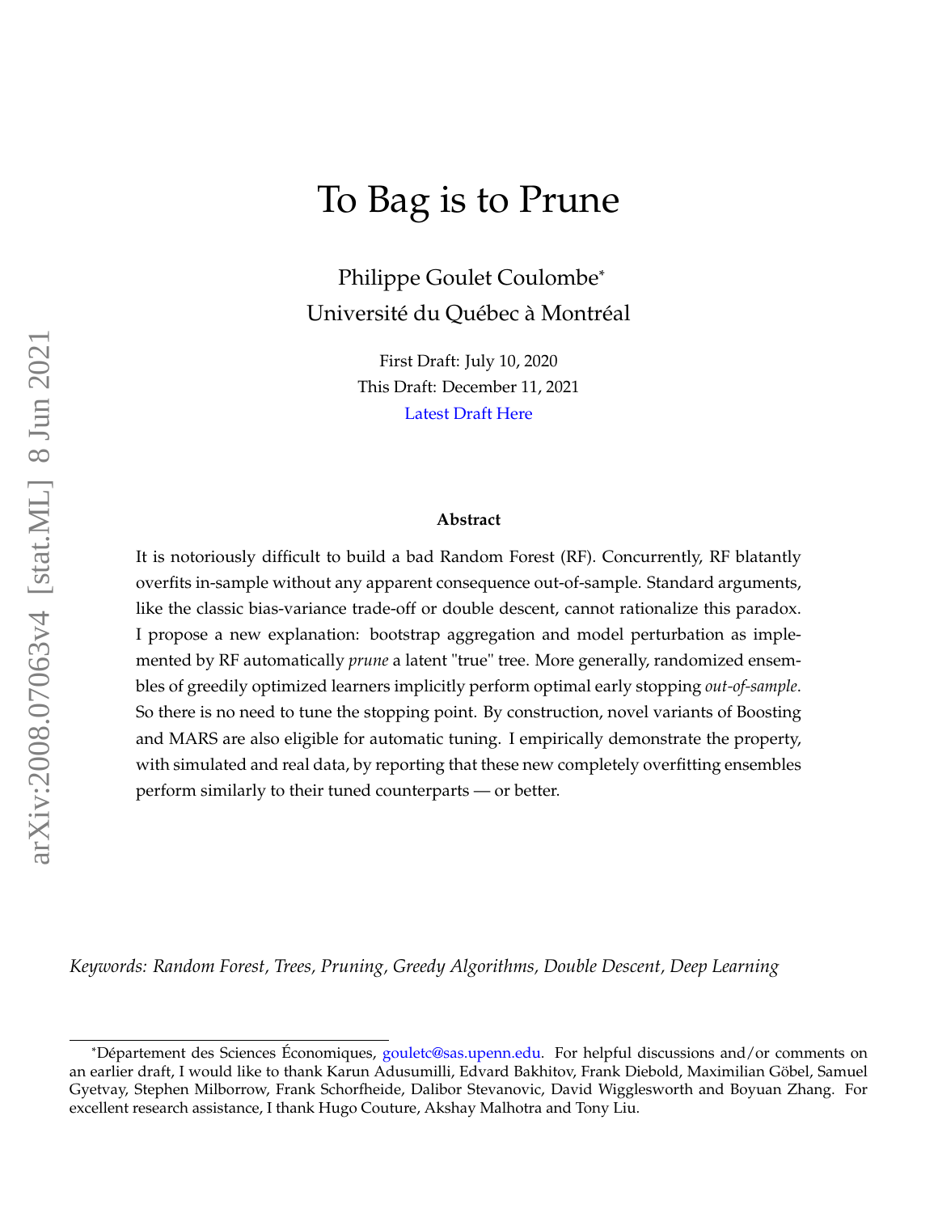# To Bag is to Prune

Philippe Goulet Coulombe[*]
Université du Québec à Montréal

First Draft: July 10, 2020
This Draft: December 11, 2021
Latest Draft Here

**Abstract**

It is notoriously difficult to build a bad Random Forest (RF). Concurrently, RF blatantly overfits in-sample without any apparent consequence out-of-sample. Standard arguments, like the classic bias-variance trade-off or double descent, cannot rationalize this paradox. I propose a new explanation: bootstrap aggregation and model perturbation as implemented by RF automatically *prune* a latent "true" tree. More generally, randomized ensembles of greedily optimized learners implicitly perform optimal early stopping *out-of-sample*. So there is no need to tune the stopping point. By construction, novel variants of Boosting and MARS are also eligible for automatic tuning. I empirically demonstrate the property, with simulated and real data, by reporting that these new completely overfitting ensembles perform similarly to their tuned counterparts — or better.

*Keywords: Random Forest, Trees, Pruning, Greedy Algorithms, Double Descent, Deep Learning*

[*]Département des Sciences Économiques, gouletc@sas.upenn.edu. For helpful discussions and/or comments on an earlier draft, I would like to thank Karun Adusumilli, Edvard Bakhitov, Frank Diebold, Maximilian Göbel, Samuel Gyetvay, Stephen Milborrow, Frank Schorfheide, Dalibor Stevanovic, David Wigglesworth and Boyuan Zhang. For excellent research assistance, I thank Hugo Couture, Akshay Malhotra and Tony Liu.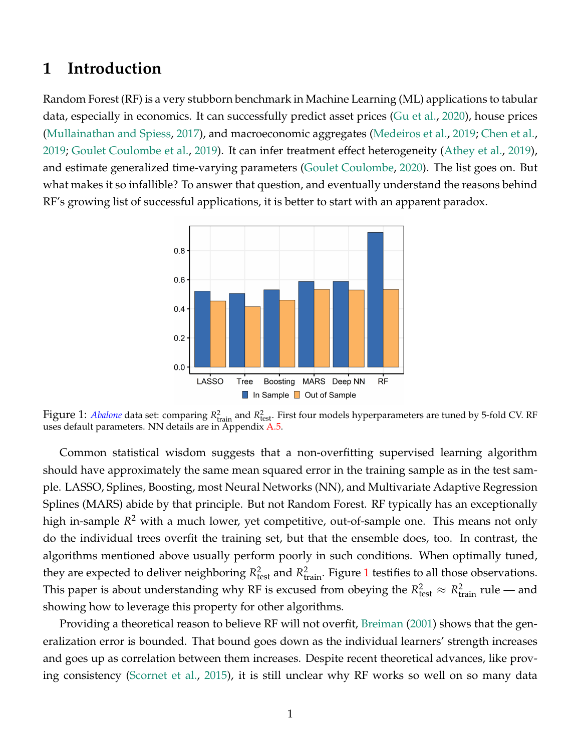# 1 Introduction

Random Forest (RF) is a very stubborn benchmark in Machine Learning (ML) applications to tabular data, especially in economics. It can successfully predict asset prices (Gu et al., 2020), house prices (Mullainathan and Spiess, 2017), and macroeconomic aggregates (Medeiros et al., 2019; Chen et al., 2019; Goulet Coulombe et al., 2019). It can infer treatment effect heterogeneity (Athey et al., 2019), and estimate generalized time-varying parameters (Goulet Coulombe, 2020). The list goes on. But what makes it so infallible? To answer that question, and eventually understand the reasons behind RF's growing list of successful applications, it is better to start with an apparent paradox.

Figure 1: *Abalone* data set: comparing $R^2_{\text{train}}$ and $R^2_{\text{test}}$. First four models hyperparameters are tuned by 5-fold CV. RF uses default parameters. NN details are in Appendix A.5.

Common statistical wisdom suggests that a non-overfitting supervised learning algorithm should have approximately the same mean squared error in the training sample as in the test sample. LASSO, Splines, Boosting, most Neural Networks (NN), and Multivariate Adaptive Regression Splines (MARS) abide by that principle. But not Random Forest. RF typically has an exceptionally high in-sample $R^2$ with a much lower, yet competitive, out-of-sample one. This means not only do the individual trees overfit the training set, but that the ensemble does, too. In contrast, the algorithms mentioned above usually perform poorly in such conditions. When optimally tuned, they are expected to deliver neighboring $R^2_{\text{test}}$ and $R^2_{\text{train}}$. Figure 1 testifies to all those observations. This paper is about understanding why RF is excused from obeying the $R^2_{\text{test}} \approx R^2_{\text{train}}$ rule — and showing how to leverage this property for other algorithms.

Providing a theoretical reason to believe RF will not overfit, Breiman (2001) shows that the generalization error is bounded. That bound goes down as the individual learners' strength increases and goes up as correlation between them increases. Despite recent theoretical advances, like proving consistency (Scornet et al., 2015), it is still unclear why RF works so well on so many data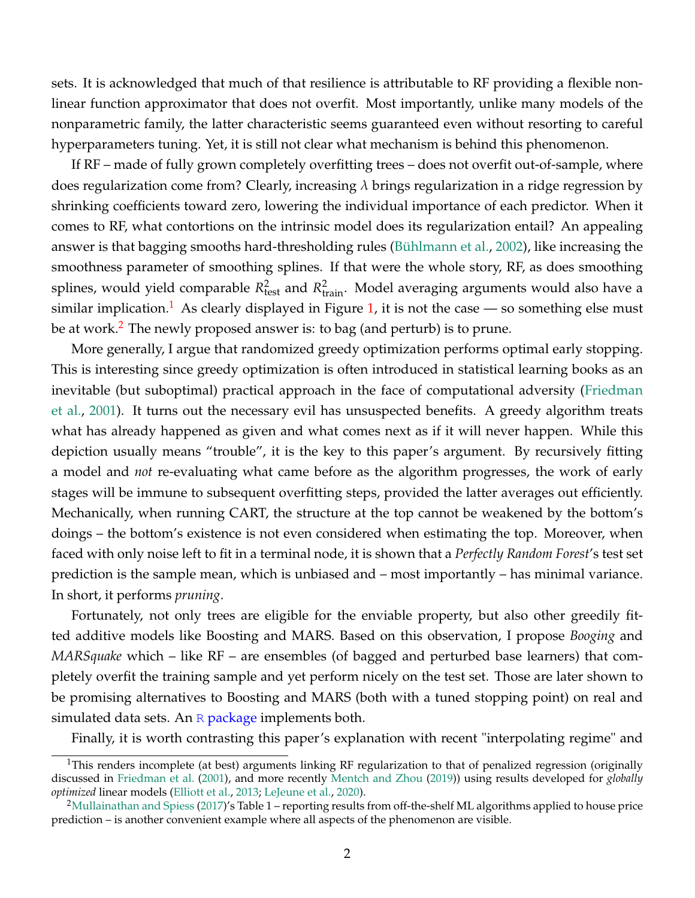sets. It is acknowledged that much of that resilience is attributable to RF providing a flexible non-linear function approximator that does not overfit. Most importantly, unlike many models of the nonparametric family, the latter characteristic seems guaranteed even without resorting to careful hyperparameters tuning. Yet, it is still not clear what mechanism is behind this phenomenon.

If RF – made of fully grown completely overfitting trees – does not overfit out-of-sample, where does regularization come from? Clearly, increasing $\lambda$ brings regularization in a ridge regression by shrinking coefficients toward zero, lowering the individual importance of each predictor. When it comes to RF, what contortions on the intrinsic model does its regularization entail? An appealing answer is that bagging smooths hard-thresholding rules (Bühlmann et al., 2002), like increasing the smoothness parameter of smoothing splines. If that were the whole story, RF, as does smoothing splines, would yield comparable $R^2_{\text{test}}$ and $R^2_{\text{train}}$. Model averaging arguments would also have a similar implication.[1] As clearly displayed in Figure 1, it is not the case — so something else must be at work.[2] The newly proposed answer is: to bag (and perturb) is to prune.

More generally, I argue that randomized greedy optimization performs optimal early stopping. This is interesting since greedy optimization is often introduced in statistical learning books as an inevitable (but suboptimal) practical approach in the face of computational adversity (Friedman et al., 2001). It turns out the necessary evil has unsuspected benefits. A greedy algorithm treats what has already happened as given and what comes next as if it will never happen. While this depiction usually means "trouble", it is the key to this paper's argument. By recursively fitting a model and *not* re-evaluating what came before as the algorithm progresses, the work of early stages will be immune to subsequent overfitting steps, provided the latter averages out efficiently. Mechanically, when running CART, the structure at the top cannot be weakened by the bottom's doings – the bottom's existence is not even considered when estimating the top. Moreover, when faced with only noise left to fit in a terminal node, it is shown that a *Perfectly Random Forest*'s test set prediction is the sample mean, which is unbiased and – most importantly – has minimal variance. In short, it performs *pruning*.

Fortunately, not only trees are eligible for the enviable property, but also other greedily fitted additive models like Boosting and MARS. Based on this observation, I propose *Booging* and *MARSquake* which – like RF – are ensembles (of bagged and perturbed base learners) that completely overfit the training sample and yet perform nicely on the test set. Those are later shown to be promising alternatives to Boosting and MARS (both with a tuned stopping point) on real and simulated data sets. An R package implements both.

Finally, it is worth contrasting this paper's explanation with recent "interpolating regime" and

[1] This renders incomplete (at best) arguments linking RF regularization to that of penalized regression (originally discussed in Friedman et al. (2001), and more recently Mentch and Zhou (2019)) using results developed for *globally optimized* linear models (Elliott et al., 2013; LeJeune et al., 2020).

[2] Mullainathan and Spiess (2017)'s Table 1 – reporting results from off-the-shelf ML algorithms applied to house price prediction – is another convenient example where all aspects of the phenomenon are visible.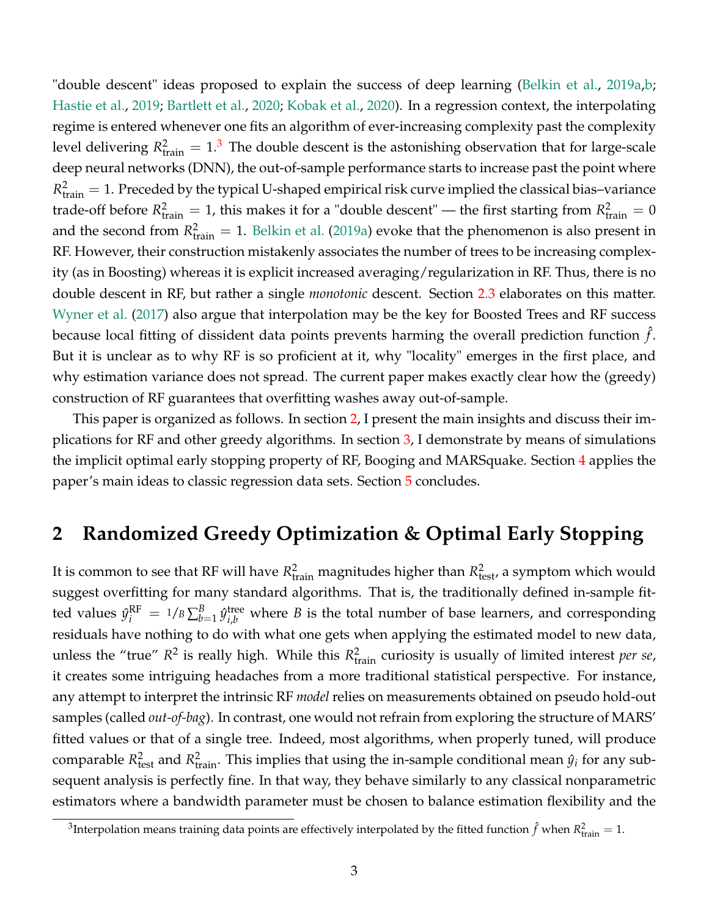"double descent" ideas proposed to explain the success of deep learning (Belkin et al., 2019a,b; Hastie et al., 2019; Bartlett et al., 2020; Kobak et al., 2020). In a regression context, the interpolating regime is entered whenever one fits an algorithm of ever-increasing complexity past the complexity level delivering $R^2_{\text{train}} = 1$.[3] The double descent is the astonishing observation that for large-scale deep neural networks (DNN), the out-of-sample performance starts to increase past the point where $R^2_{\text{train}} = 1$. Preceded by the typical U-shaped empirical risk curve implied the classical bias–variance trade-off before $R^2_{\text{train}} = 1$, this makes it for a "double descent" — the first starting from $R^2_{\text{train}} = 0$ and the second from $R^2_{\text{train}} = 1$. Belkin et al. (2019a) evoke that the phenomenon is also present in RF. However, their construction mistakenly associates the number of trees to be increasing complexity (as in Boosting) whereas it is explicit increased averaging/regularization in RF. Thus, there is no double descent in RF, but rather a single *monotonic* descent. Section 2.3 elaborates on this matter. Wyner et al. (2017) also argue that interpolation may be the key for Boosted Trees and RF success because local fitting of dissident data points prevents harming the overall prediction function $\hat{f}$. But it is unclear as to why RF is so proficient at it, why "locality" emerges in the first place, and why estimation variance does not spread. The current paper makes exactly clear how the (greedy) construction of RF guarantees that overfitting washes away out-of-sample.

This paper is organized as follows. In section 2, I present the main insights and discuss their implications for RF and other greedy algorithms. In section 3, I demonstrate by means of simulations the implicit optimal early stopping property of RF, Booging and MARSquake. Section 4 applies the paper's main ideas to classic regression data sets. Section 5 concludes.

## 2 Randomized Greedy Optimization & Optimal Early Stopping

It is common to see that RF will have $R^2_{\text{train}}$ magnitudes higher than $R^2_{\text{test}}$, a symptom which would suggest overfitting for many standard algorithms. That is, the traditionally defined in-sample fitted values $\hat{y}^{\text{RF}}_i = {}^1/_B \sum_{b=1}^{B} \hat{y}^{\text{tree}}_{i,b}$ where $B$ is the total number of base learners, and corresponding residuals have nothing to do with what one gets when applying the estimated model to new data, unless the "true" $R^2$ is really high. While this $R^2_{\text{train}}$ curiosity is usually of limited interest *per se*, it creates some intriguing headaches from a more traditional statistical perspective. For instance, any attempt to interpret the intrinsic RF *model* relies on measurements obtained on pseudo hold-out samples (called *out-of-bag*). In contrast, one would not refrain from exploring the structure of MARS' fitted values or that of a single tree. Indeed, most algorithms, when properly tuned, will produce comparable $R^2_{\text{test}}$ and $R^2_{\text{train}}$. This implies that using the in-sample conditional mean $\hat{y}_i$ for any subsequent analysis is perfectly fine. In that way, they behave similarly to any classical nonparametric estimators where a bandwidth parameter must be chosen to balance estimation flexibility and the

[3] Interpolation means training data points are effectively interpolated by the fitted function $\hat{f}$ when $R^2_{\text{train}} = 1$.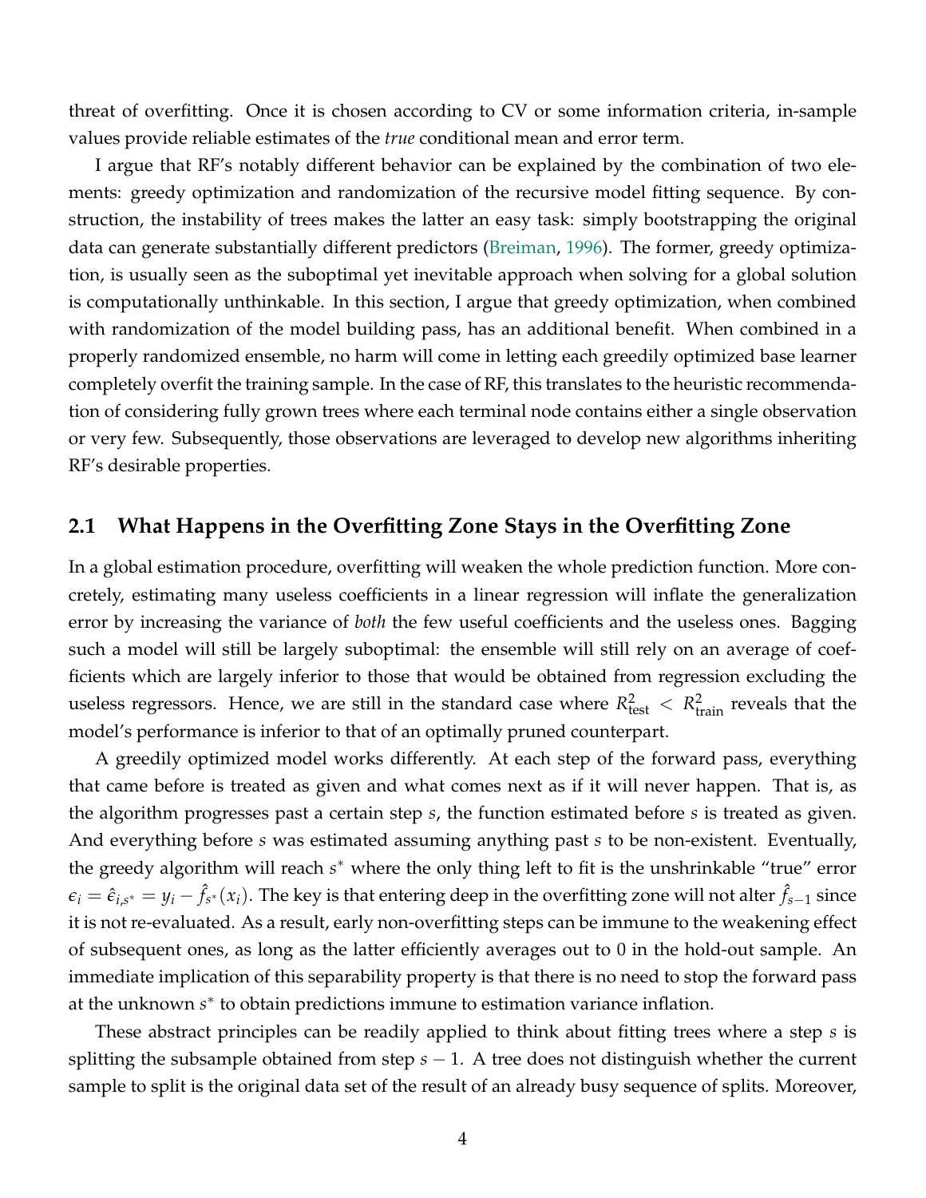threat of overfitting. Once it is chosen according to CV or some information criteria, in-sample values provide reliable estimates of the *true* conditional mean and error term.

I argue that RF's notably different behavior can be explained by the combination of two elements: greedy optimization and randomization of the recursive model fitting sequence. By construction, the instability of trees makes the latter an easy task: simply bootstrapping the original data can generate substantially different predictors (Breiman, 1996). The former, greedy optimization, is usually seen as the suboptimal yet inevitable approach when solving for a global solution is computationally unthinkable. In this section, I argue that greedy optimization, when combined with randomization of the model building pass, has an additional benefit. When combined in a properly randomized ensemble, no harm will come in letting each greedily optimized base learner completely overfit the training sample. In the case of RF, this translates to the heuristic recommendation of considering fully grown trees where each terminal node contains either a single observation or very few. Subsequently, those observations are leveraged to develop new algorithms inheriting RF's desirable properties.

## 2.1 What Happens in the Overfitting Zone Stays in the Overfitting Zone

In a global estimation procedure, overfitting will weaken the whole prediction function. More concretely, estimating many useless coefficients in a linear regression will inflate the generalization error by increasing the variance of *both* the few useful coefficients and the useless ones. Bagging such a model will still be largely suboptimal: the ensemble will still rely on an average of coefficients which are largely inferior to those that would be obtained from regression excluding the useless regressors. Hence, we are still in the standard case where $R^2_{\text{test}} < R^2_{\text{train}}$ reveals that the model's performance is inferior to that of an optimally pruned counterpart.

A greedily optimized model works differently. At each step of the forward pass, everything that came before is treated as given and what comes next as if it will never happen. That is, as the algorithm progresses past a certain step $s$, the function estimated before $s$ is treated as given. And everything before $s$ was estimated assuming anything past $s$ to be non-existent. Eventually, the greedy algorithm will reach $s^*$ where the only thing left to fit is the unshrinkable "true" error $\epsilon_i = \hat{\epsilon}_{i,s^*} = y_i - \hat{f}_{s^*}(x_i)$. The key is that entering deep in the overfitting zone will not alter $\hat{f}_{s-1}$ since it is not re-evaluated. As a result, early non-overfitting steps can be immune to the weakening effect of subsequent ones, as long as the latter efficiently averages out to 0 in the hold-out sample. An immediate implication of this separability property is that there is no need to stop the forward pass at the unknown $s^*$ to obtain predictions immune to estimation variance inflation.

These abstract principles can be readily applied to think about fitting trees where a step $s$ is splitting the subsample obtained from step $s - 1$. A tree does not distinguish whether the current sample to split is the original data set of the result of an already busy sequence of splits. Moreover,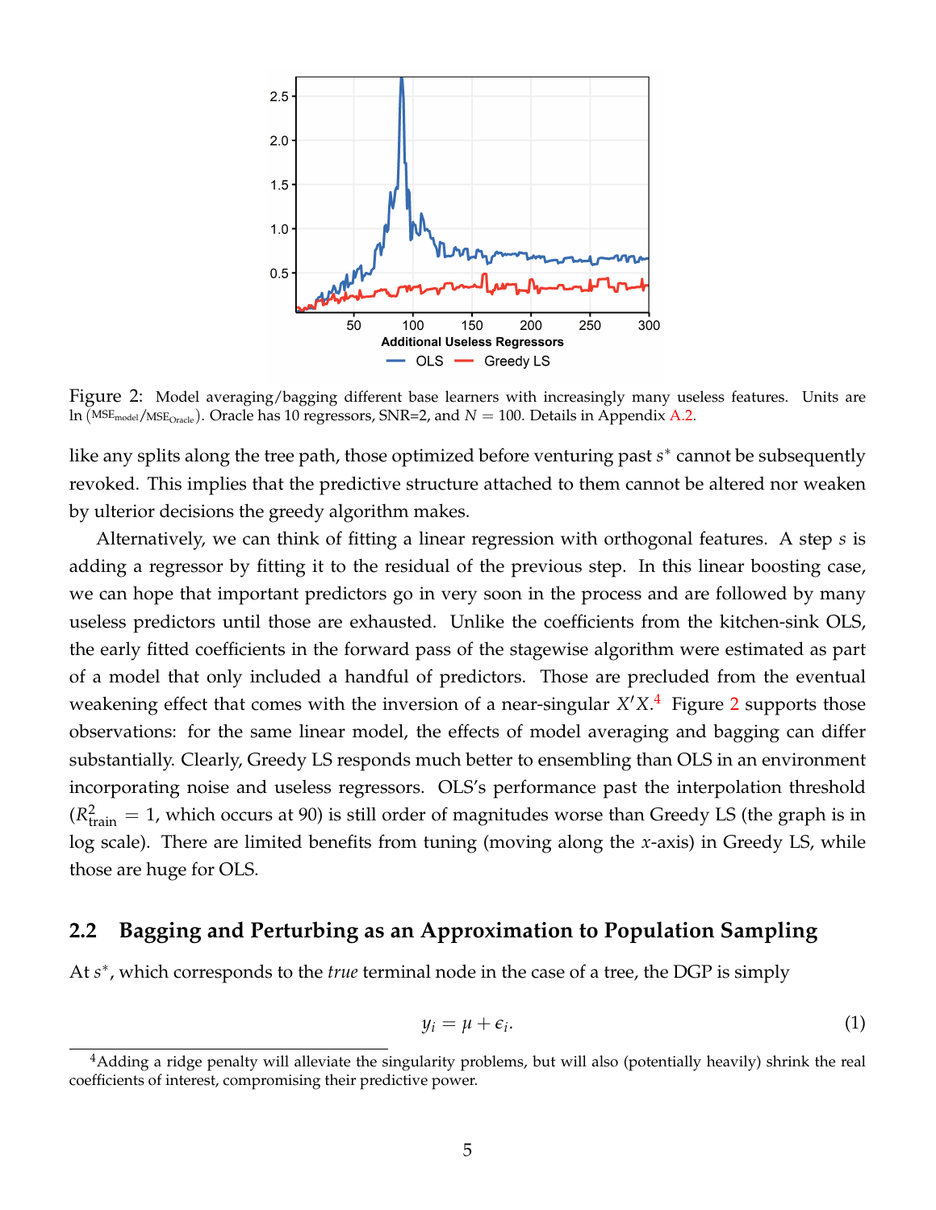Figure 2: Model averaging/bagging different base learners with increasingly many useless features. Units are $\ln\left(\text{MSE}_{\text{model}}/\text{MSE}_{\text{Oracle}}\right)$. Oracle has 10 regressors, SNR=2, and $N = 100$. Details in Appendix A.2.

like any splits along the tree path, those optimized before venturing past $s^*$ cannot be subsequently revoked. This implies that the predictive structure attached to them cannot be altered nor weaken by ulterior decisions the greedy algorithm makes.

Alternatively, we can think of fitting a linear regression with orthogonal features. A step $s$ is adding a regressor by fitting it to the residual of the previous step. In this linear boosting case, we can hope that important predictors go in very soon in the process and are followed by many useless predictors until those are exhausted. Unlike the coefficients from the kitchen-sink OLS, the early fitted coefficients in the forward pass of the stagewise algorithm were estimated as part of a model that only included a handful of predictors. Those are precluded from the eventual weakening effect that comes with the inversion of a near-singular $X'X$.[4] Figure 2 supports those observations: for the same linear model, the effects of model averaging and bagging can differ substantially. Clearly, Greedy LS responds much better to ensembling than OLS in an environment incorporating noise and useless regressors. OLS's performance past the interpolation threshold ($R^2_{\text{train}} = 1$, which occurs at 90) is still order of magnitudes worse than Greedy LS (the graph is in log scale). There are limited benefits from tuning (moving along the $x$-axis) in Greedy LS, while those are huge for OLS.

## 2.2 Bagging and Perturbing as an Approximation to Population Sampling

At $s^*$, which corresponds to the *true* terminal node in the case of a tree, the DGP is simply

$$y_i = \mu + \epsilon_i. \tag{1}$$

[4] Adding a ridge penalty will alleviate the singularity problems, but will also (potentially heavily) shrink the real coefficients of interest, compromising their predictive power.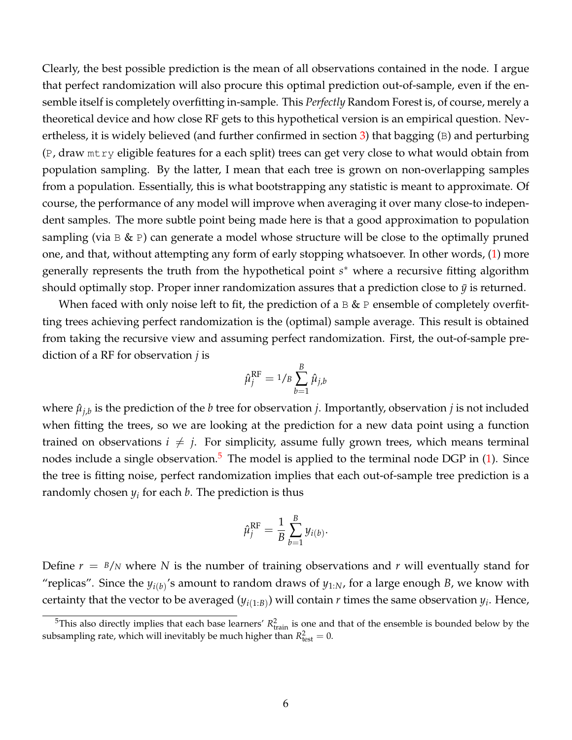Clearly, the best possible prediction is the mean of all observations contained in the node. I argue that perfect randomization will also procure this optimal prediction out-of-sample, even if the ensemble itself is completely overfitting in-sample. This *Perfectly* Random Forest is, of course, merely a theoretical device and how close RF gets to this hypothetical version is an empirical question. Nevertheless, it is widely believed (and further confirmed in section 3) that bagging (`B`) and perturbing (`P`, draw `mtry` eligible features for a each split) trees can get very close to what would obtain from population sampling. By the latter, I mean that each tree is grown on non-overlapping samples from a population. Essentially, this is what bootstrapping any statistic is meant to approximate. Of course, the performance of any model will improve when averaging it over many close-to independent samples. The more subtle point being made here is that a good approximation to population sampling (via `B` & `P`) can generate a model whose structure will be close to the optimally pruned one, and that, without attempting any form of early stopping whatsoever. In other words, (1) more generally represents the truth from the hypothetical point $s^*$ where a recursive fitting algorithm should optimally stop. Proper inner randomization assures that a prediction close to $\bar{y}$ is returned.

When faced with only noise left to fit, the prediction of a `B` & `P` ensemble of completely overfitting trees achieving perfect randomization is the (optimal) sample average. This result is obtained from taking the recursive view and assuming perfect randomization. First, the out-of-sample prediction of a RF for observation $j$ is

$$\hat{\mu}_j^{\text{RF}} = {}^1\!/_B \sum_{b=1}^{B} \hat{\mu}_{j,b}$$

where $\hat{\mu}_{j,b}$ is the prediction of the $b$ tree for observation $j$. Importantly, observation $j$ is not included when fitting the trees, so we are looking at the prediction for a new data point using a function trained on observations $i \neq j$. For simplicity, assume fully grown trees, which means terminal nodes include a single observation.[5] The model is applied to the terminal node DGP in (1). Since the tree is fitting noise, perfect randomization implies that each out-of-sample tree prediction is a randomly chosen $y_i$ for each $b$. The prediction is thus

$$\hat{\mu}_j^{\text{RF}} = \frac{1}{B} \sum_{b=1}^{B} y_{i(b)}.$$

Define $r = {}^B\!/_N$ where $N$ is the number of training observations and $r$ will eventually stand for "replicas". Since the $y_{i(b)}$'s amount to random draws of $y_{1:N}$, for a large enough $B$, we know with certainty that the vector to be averaged ($y_{i(1:B)}$) will contain $r$ times the same observation $y_i$. Hence,

[5] This also directly implies that each base learners' $R^2_{\text{train}}$ is one and that of the ensemble is bounded below by the subsampling rate, which will inevitably be much higher than $R^2_{\text{test}} = 0$.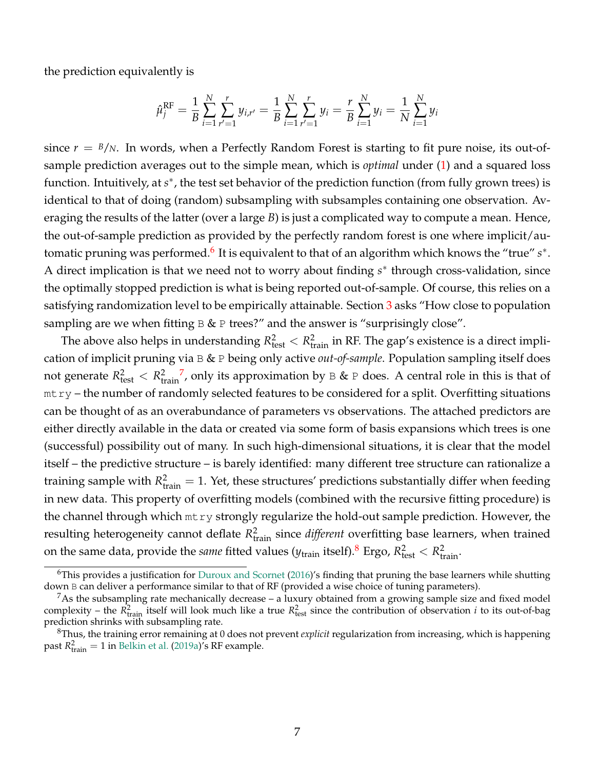the prediction equivalently is

$$\hat{\mu}_j^{\text{RF}} = \frac{1}{B}\sum_{i=1}^{N}\sum_{r'=1}^{r} y_{i,r'} = \frac{1}{B}\sum_{i=1}^{N}\sum_{r'=1}^{r} y_i = \frac{r}{B}\sum_{i=1}^{N} y_i = \frac{1}{N}\sum_{i=1}^{N} y_i$$

since $r = {}^{B}/_{N}$. In words, when a Perfectly Random Forest is starting to fit pure noise, its out-of-sample prediction averages out to the simple mean, which is *optimal* under (1) and a squared loss function. Intuitively, at $s^*$, the test set behavior of the prediction function (from fully grown trees) is identical to that of doing (random) subsampling with subsamples containing one observation. Averaging the results of the latter (over a large $B$) is just a complicated way to compute a mean. Hence, the out-of-sample prediction as provided by the perfectly random forest is one where implicit/automatic pruning was performed.[6] It is equivalent to that of an algorithm which knows the "true" $s^*$. A direct implication is that we need not to worry about finding $s^*$ through cross-validation, since the optimally stopped prediction is what is being reported out-of-sample. Of course, this relies on a satisfying randomization level to be empirically attainable. Section 3 asks "How close to population sampling are we when fitting `B` & `P` trees?" and the answer is "surprisingly close".

The above also helps in understanding $R^2_{\text{test}} < R^2_{\text{train}}$ in RF. The gap's existence is a direct implication of implicit pruning via `B` & `P` being only active *out-of-sample*. Population sampling itself does not generate $R^2_{\text{test}} < R^2_{\text{train}}$[7], only its approximation by `B` & `P` does. A central role in this is that of `mtry` – the number of randomly selected features to be considered for a split. Overfitting situations can be thought of as an overabundance of parameters vs observations. The attached predictors are either directly available in the data or created via some form of basis expansions which trees is one (successful) possibility out of many. In such high-dimensional situations, it is clear that the model itself – the predictive structure – is barely identified: many different tree structure can rationalize a training sample with $R^2_{\text{train}} = 1$. Yet, these structures' predictions substantially differ when feeding in new data. This property of overfitting models (combined with the recursive fitting procedure) is the channel through which `mtry` strongly regularize the hold-out sample prediction. However, the resulting heterogeneity cannot deflate $R^2_{\text{train}}$ since *different* overfitting base learners, when trained on the same data, provide the *same* fitted values ($y_{\text{train}}$ itself).[8] Ergo, $R^2_{\text{test}} < R^2_{\text{train}}$.

---

[6] This provides a justification for Duroux and Scornet (2016)'s finding that pruning the base learners while shutting down `B` can deliver a performance similar to that of RF (provided a wise choice of tuning parameters).

[7] As the subsampling rate mechanically decrease – a luxury obtained from a growing sample size and fixed model complexity – the $R^2_{\text{train}}$ itself will look much like a true $R^2_{\text{test}}$ since the contribution of observation $i$ to its out-of-bag prediction shrinks with subsampling rate.

[8] Thus, the training error remaining at 0 does not prevent *explicit* regularization from increasing, which is happening past $R^2_{\text{train}} = 1$ in Belkin et al. (2019a)'s RF example.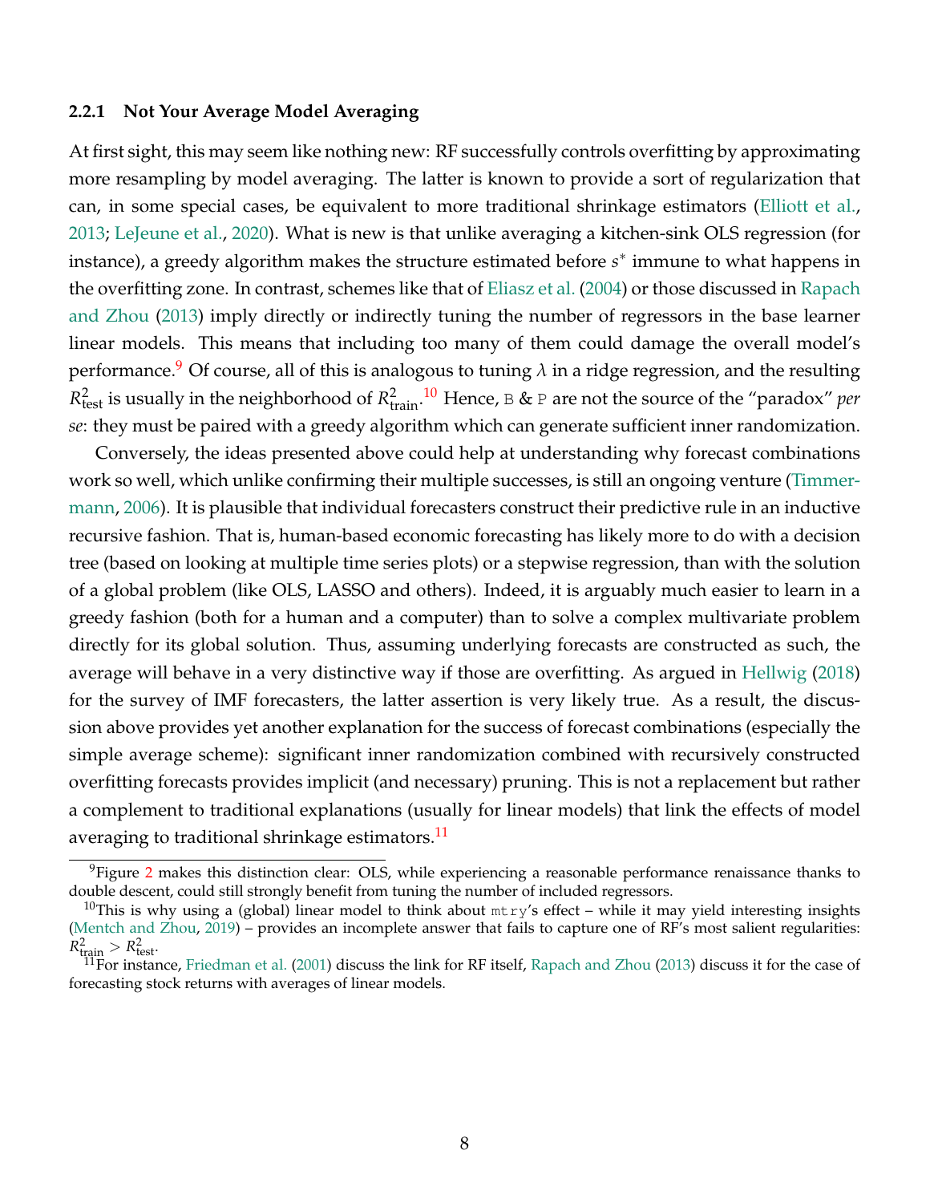### 2.2.1 Not Your Average Model Averaging

At first sight, this may seem like nothing new: RF successfully controls overfitting by approximating more resampling by model averaging. The latter is known to provide a sort of regularization that can, in some special cases, be equivalent to more traditional shrinkage estimators (Elliott et al., 2013; LeJeune et al., 2020). What is new is that unlike averaging a kitchen-sink OLS regression (for instance), a greedy algorithm makes the structure estimated before $s^*$ immune to what happens in the overfitting zone. In contrast, schemes like that of Eliasz et al. (2004) or those discussed in Rapach and Zhou (2013) imply directly or indirectly tuning the number of regressors in the base learner linear models. This means that including too many of them could damage the overall model's performance.[9] Of course, all of this is analogous to tuning $\lambda$ in a ridge regression, and the resulting $R^2_{\text{test}}$ is usually in the neighborhood of $R^2_{\text{train}}$.[10] Hence, `B` & `P` are not the source of the "paradox" *per se*: they must be paired with a greedy algorithm which can generate sufficient inner randomization.

Conversely, the ideas presented above could help at understanding why forecast combinations work so well, which unlike confirming their multiple successes, is still an ongoing venture (Timmermann, 2006). It is plausible that individual forecasters construct their predictive rule in an inductive recursive fashion. That is, human-based economic forecasting has likely more to do with a decision tree (based on looking at multiple time series plots) or a stepwise regression, than with the solution of a global problem (like OLS, LASSO and others). Indeed, it is arguably much easier to learn in a greedy fashion (both for a human and a computer) than to solve a complex multivariate problem directly for its global solution. Thus, assuming underlying forecasts are constructed as such, the average will behave in a very distinctive way if those are overfitting. As argued in Hellwig (2018) for the survey of IMF forecasters, the latter assertion is very likely true. As a result, the discussion above provides yet another explanation for the success of forecast combinations (especially the simple average scheme): significant inner randomization combined with recursively constructed overfitting forecasts provides implicit (and necessary) pruning. This is not a replacement but rather a complement to traditional explanations (usually for linear models) that link the effects of model averaging to traditional shrinkage estimators.[11]

---

[9] Figure 2 makes this distinction clear: OLS, while experiencing a reasonable performance renaissance thanks to double descent, could still strongly benefit from tuning the number of included regressors.

[10] This is why using a (global) linear model to think about `mtry`'s effect – while it may yield interesting insights (Mentch and Zhou, 2019) – provides an incomplete answer that fails to capture one of RF's most salient regularities: $R^2_{\text{train}} > R^2_{\text{test}}$.

[11] For instance, Friedman et al. (2001) discuss the link for RF itself, Rapach and Zhou (2013) discuss it for the case of forecasting stock returns with averages of linear models.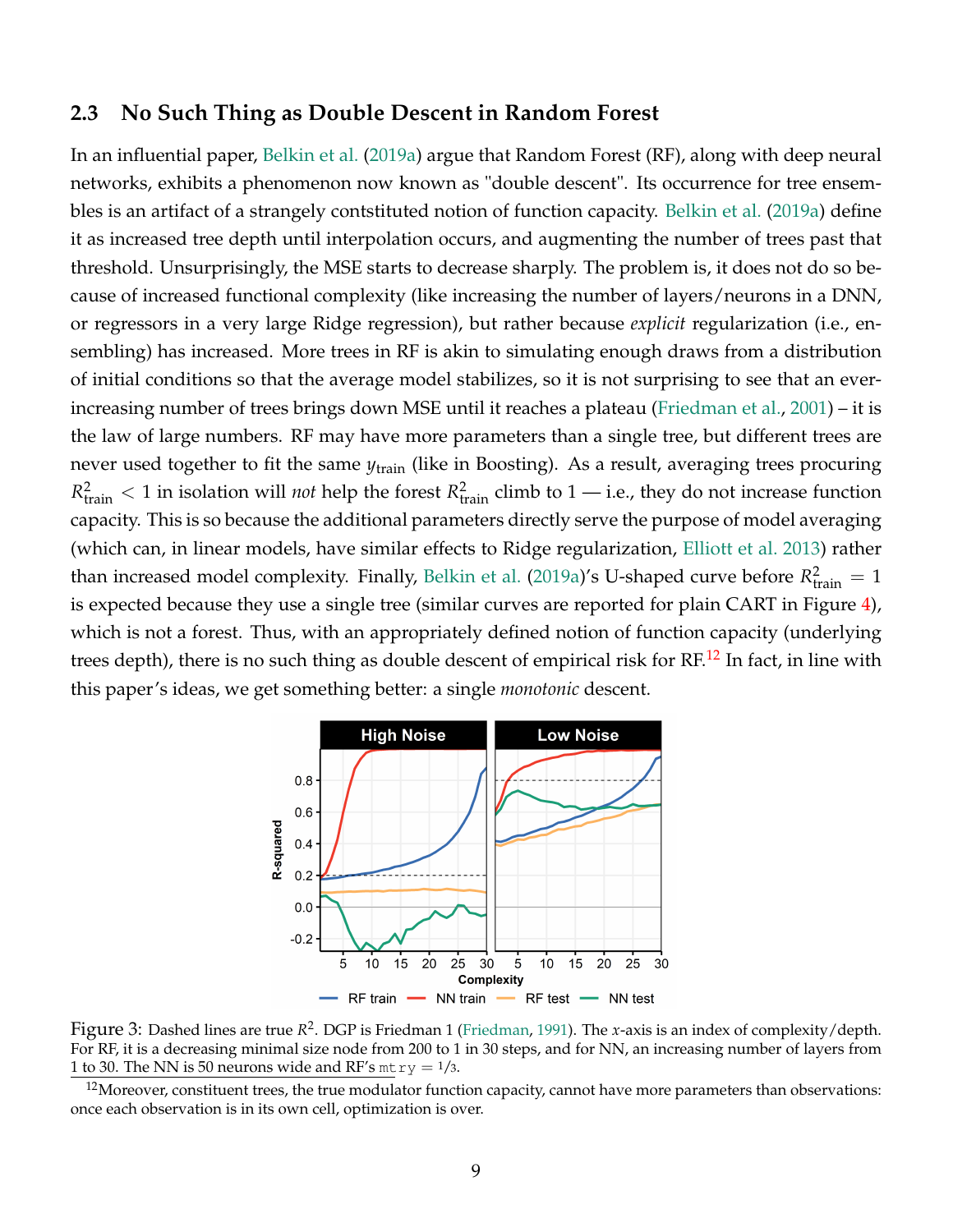### 2.3 No Such Thing as Double Descent in Random Forest

In an influential paper, Belkin et al. (2019a) argue that Random Forest (RF), along with deep neural networks, exhibits a phenomenon now known as "double descent". Its occurrence for tree ensembles is an artifact of a strangely contstituted notion of function capacity. Belkin et al. (2019a) define it as increased tree depth until interpolation occurs, and augmenting the number of trees past that threshold. Unsurprisingly, the MSE starts to decrease sharply. The problem is, it does not do so because of increased functional complexity (like increasing the number of layers/neurons in a DNN, or regressors in a very large Ridge regression), but rather because *explicit* regularization (i.e., ensembling) has increased. More trees in RF is akin to simulating enough draws from a distribution of initial conditions so that the average model stabilizes, so it is not surprising to see that an ever-increasing number of trees brings down MSE until it reaches a plateau (Friedman et al., 2001) – it is the law of large numbers. RF may have more parameters than a single tree, but different trees are never used together to fit the same $y_{\text{train}}$ (like in Boosting). As a result, averaging trees procuring $R^2_{\text{train}} < 1$ in isolation will *not* help the forest $R^2_{\text{train}}$ climb to 1 — i.e., they do not increase function capacity. This is so because the additional parameters directly serve the purpose of model averaging (which can, in linear models, have similar effects to Ridge regularization, Elliott et al. 2013) rather than increased model complexity. Finally, Belkin et al. (2019a)'s U-shaped curve before $R^2_{\text{train}} = 1$ is expected because they use a single tree (similar curves are reported for plain CART in Figure 4), which is not a forest. Thus, with an appropriately defined notion of function capacity (underlying trees depth), there is no such thing as double descent of empirical risk for RF.[12] In fact, in line with this paper's ideas, we get something better: a single *monotonic* descent.

Figure 3: Dashed lines are true $R^2$. DGP is Friedman 1 (Friedman, 1991). The $x$-axis is an index of complexity/depth. For RF, it is a decreasing minimal size node from 200 to 1 in 30 steps, and for NN, an increasing number of layers from 1 to 30. The NN is 50 neurons wide and RF's `mtry` $= 1/3$.

[12] Moreover, constituent trees, the true modulator function capacity, cannot have more parameters than observations: once each observation is in its own cell, optimization is over.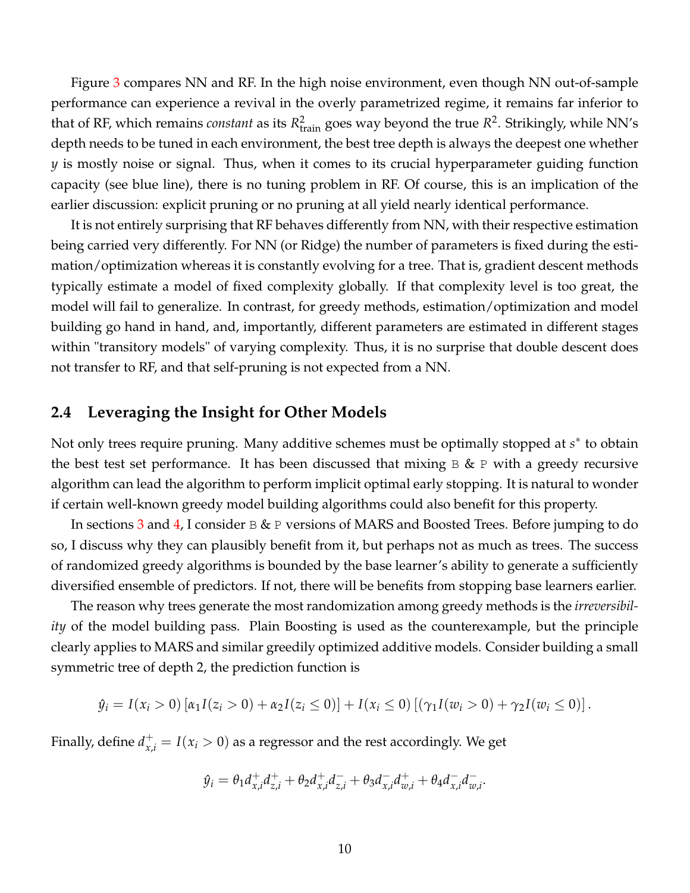Figure 3 compares NN and RF. In the high noise environment, even though NN out-of-sample performance can experience a revival in the overly parametrized regime, it remains far inferior to that of RF, which remains *constant* as its $R^2_{\text{train}}$ goes way beyond the true $R^2$. Strikingly, while NN's depth needs to be tuned in each environment, the best tree depth is always the deepest one whether $y$ is mostly noise or signal. Thus, when it comes to its crucial hyperparameter guiding function capacity (see blue line), there is no tuning problem in RF. Of course, this is an implication of the earlier discussion: explicit pruning or no pruning at all yield nearly identical performance.

It is not entirely surprising that RF behaves differently from NN, with their respective estimation being carried very differently. For NN (or Ridge) the number of parameters is fixed during the estimation/optimization whereas it is constantly evolving for a tree. That is, gradient descent methods typically estimate a model of fixed complexity globally. If that complexity level is too great, the model will fail to generalize. In contrast, for greedy methods, estimation/optimization and model building go hand in hand, and, importantly, different parameters are estimated in different stages within "transitory models" of varying complexity. Thus, it is no surprise that double descent does not transfer to RF, and that self-pruning is not expected from a NN.

## 2.4 Leveraging the Insight for Other Models

Not only trees require pruning. Many additive schemes must be optimally stopped at $s^*$ to obtain the best test set performance. It has been discussed that mixing B & P with a greedy recursive algorithm can lead the algorithm to perform implicit optimal early stopping. It is natural to wonder if certain well-known greedy model building algorithms could also benefit for this property.

In sections 3 and 4, I consider B & P versions of MARS and Boosted Trees. Before jumping to do so, I discuss why they can plausibly benefit from it, but perhaps not as much as trees. The success of randomized greedy algorithms is bounded by the base learner's ability to generate a sufficiently diversified ensemble of predictors. If not, there will be benefits from stopping base learners earlier.

The reason why trees generate the most randomization among greedy methods is the *irreversibility* of the model building pass. Plain Boosting is used as the counterexample, but the principle clearly applies to MARS and similar greedily optimized additive models. Consider building a small symmetric tree of depth 2, the prediction function is

$$\hat{y}_i = I(x_i > 0)\left[\alpha_1 I(z_i > 0) + \alpha_2 I(z_i \leq 0)\right] + I(x_i \leq 0)\left[(\gamma_1 I(w_i > 0) + \gamma_2 I(w_i \leq 0)\right].$$

Finally, define $d^+_{x,i} = I(x_i > 0)$ as a regressor and the rest accordingly. We get

$$\hat{y}_i = \theta_1 d^+_{x,i} d^+_{z,i} + \theta_2 d^+_{x,i} d^-_{z,i} + \theta_3 d^-_{x,i} d^+_{w,i} + \theta_4 d^-_{x,i} d^-_{w,i}.$$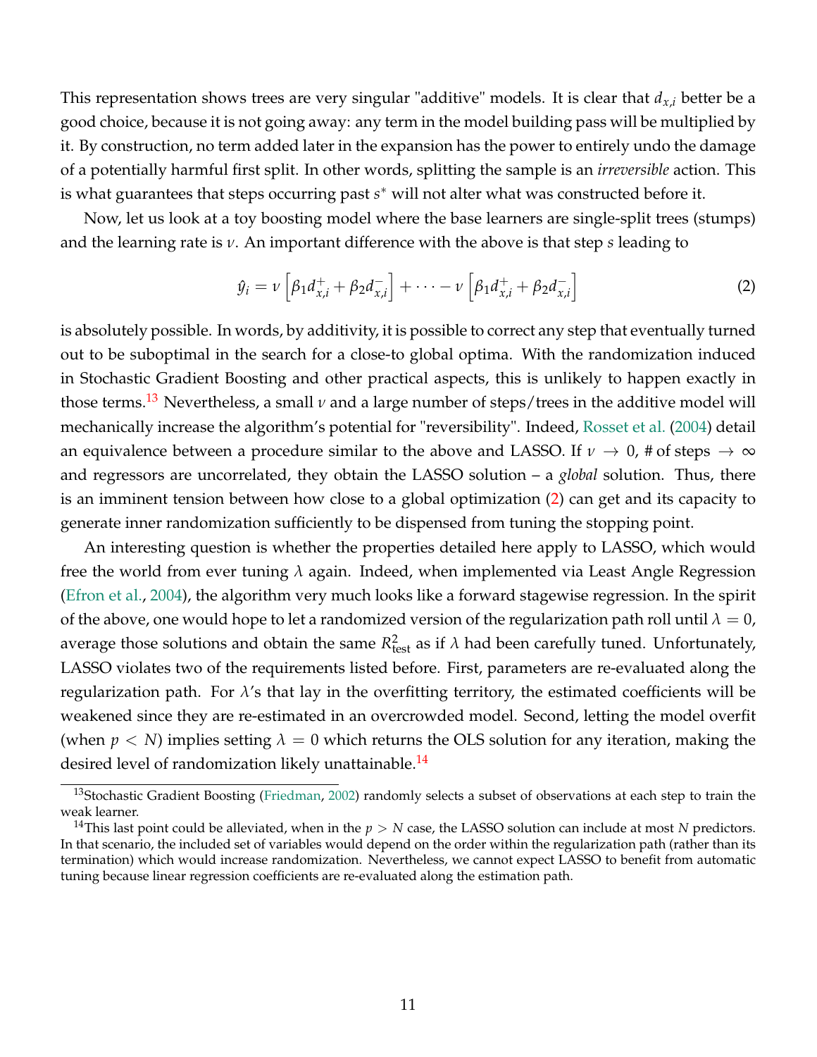This representation shows trees are very singular "additive" models. It is clear that $d_{x,i}$ better be a good choice, because it is not going away: any term in the model building pass will be multiplied by it. By construction, no term added later in the expansion has the power to entirely undo the damage of a potentially harmful first split. In other words, splitting the sample is an *irreversible* action. This is what guarantees that steps occurring past $s^*$ will not alter what was constructed before it.

Now, let us look at a toy boosting model where the base learners are single-split trees (stumps) and the learning rate is $\nu$. An important difference with the above is that step $s$ leading to

$$\hat{y}_i = \nu \left[ \beta_1 d^+_{x,i} + \beta_2 d^-_{x,i} \right] + \cdots - \nu \left[ \beta_1 d^+_{x,i} + \beta_2 d^-_{x,i} \right] \tag{2}$$

is absolutely possible. In words, by additivity, it is possible to correct any step that eventually turned out to be suboptimal in the search for a close-to global optima. With the randomization induced in Stochastic Gradient Boosting and other practical aspects, this is unlikely to happen exactly in those terms.[13] Nevertheless, a small $\nu$ and a large number of steps/trees in the additive model will mechanically increase the algorithm's potential for "reversibility". Indeed, Rosset et al. (2004) detail an equivalence between a procedure similar to the above and LASSO. If $\nu \to 0$, # of steps $\to \infty$ and regressors are uncorrelated, they obtain the LASSO solution – a *global* solution. Thus, there is an imminent tension between how close to a global optimization (2) can get and its capacity to generate inner randomization sufficiently to be dispensed from tuning the stopping point.

An interesting question is whether the properties detailed here apply to LASSO, which would free the world from ever tuning $\lambda$ again. Indeed, when implemented via Least Angle Regression (Efron et al., 2004), the algorithm very much looks like a forward stagewise regression. In the spirit of the above, one would hope to let a randomized version of the regularization path roll until $\lambda = 0$, average those solutions and obtain the same $R^2_{\text{test}}$ as if $\lambda$ had been carefully tuned. Unfortunately, LASSO violates two of the requirements listed before. First, parameters are re-evaluated along the regularization path. For $\lambda$'s that lay in the overfitting territory, the estimated coefficients will be weakened since they are re-estimated in an overcrowded model. Second, letting the model overfit (when $p < N$) implies setting $\lambda = 0$ which returns the OLS solution for any iteration, making the desired level of randomization likely unattainable.[14]

[13] Stochastic Gradient Boosting (Friedman, 2002) randomly selects a subset of observations at each step to train the weak learner.

[14] This last point could be alleviated, when in the $p > N$ case, the LASSO solution can include at most $N$ predictors. In that scenario, the included set of variables would depend on the order within the regularization path (rather than its termination) which would increase randomization. Nevertheless, we cannot expect LASSO to benefit from automatic tuning because linear regression coefficients are re-evaluated along the estimation path.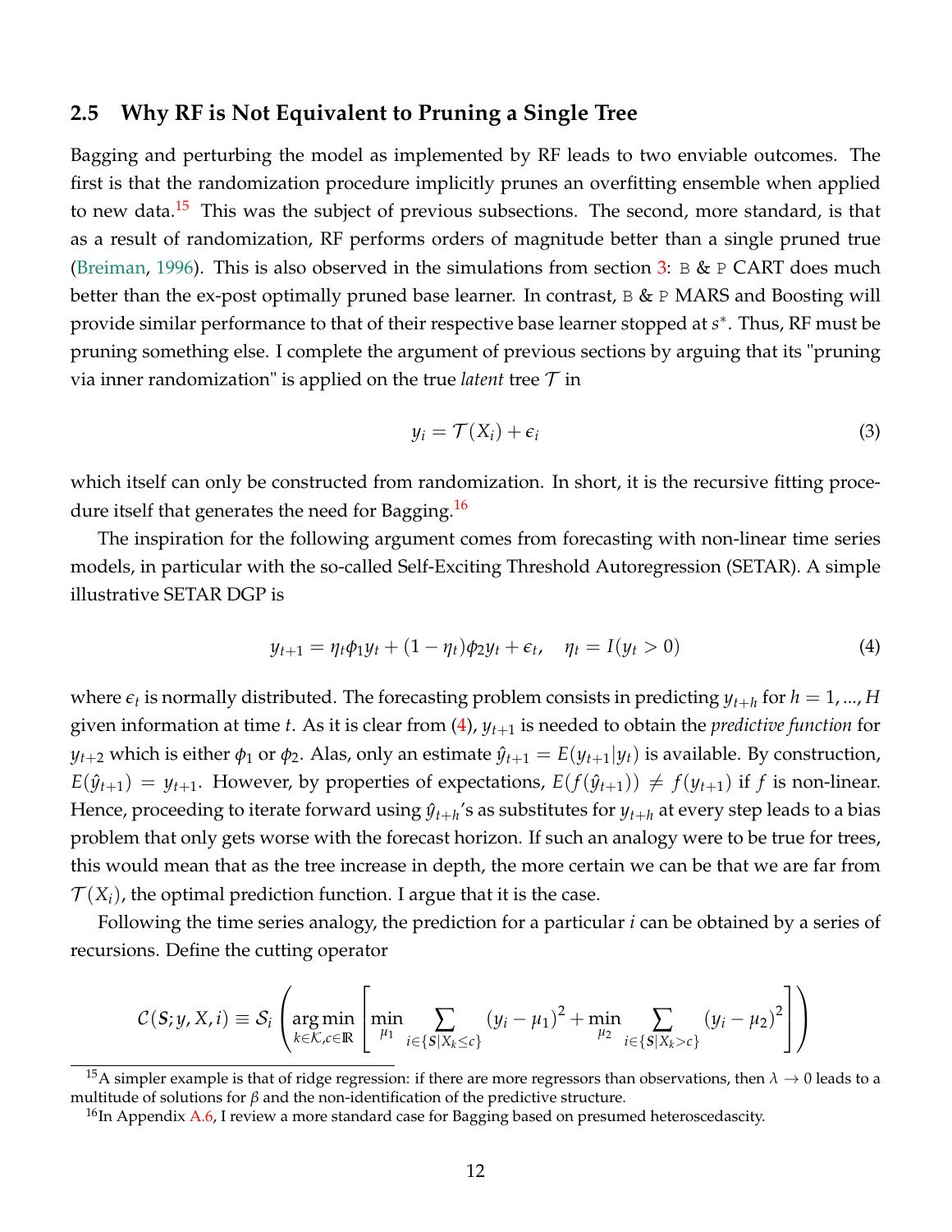## 2.5 Why RF is Not Equivalent to Pruning a Single Tree

Bagging and perturbing the model as implemented by RF leads to two enviable outcomes. The first is that the randomization procedure implicitly prunes an overfitting ensemble when applied to new data.[15] This was the subject of previous subsections. The second, more standard, is that as a result of randomization, RF performs orders of magnitude better than a single pruned true (Breiman, 1996). This is also observed in the simulations from section 3: B & P CART does much better than the ex-post optimally pruned base learner. In contrast, B & P MARS and Boosting will provide similar performance to that of their respective base learner stopped at $s^*$. Thus, RF must be pruning something else. I complete the argument of previous sections by arguing that its "pruning via inner randomization" is applied on the true *latent* tree $\mathcal{T}$ in

$$y_i = \mathcal{T}(X_i) + \epsilon_i \tag{3}$$

which itself can only be constructed from randomization. In short, it is the recursive fitting procedure itself that generates the need for Bagging.[16]

The inspiration for the following argument comes from forecasting with non-linear time series models, in particular with the so-called Self-Exciting Threshold Autoregression (SETAR). A simple illustrative SETAR DGP is

$$y_{t+1} = \eta_t \phi_1 y_t + (1-\eta_t)\phi_2 y_t + \epsilon_t, \quad \eta_t = I(y_t > 0) \tag{4}$$

where $\epsilon_t$ is normally distributed. The forecasting problem consists in predicting $y_{t+h}$ for $h = 1, ..., H$ given information at time $t$. As it is clear from (4), $y_{t+1}$ is needed to obtain the *predictive function* for $y_{t+2}$ which is either $\phi_1$ or $\phi_2$. Alas, only an estimate $\hat{y}_{t+1} = E(y_{t+1}|y_t)$ is available. By construction, $E(\hat{y}_{t+1}) = y_{t+1}$. However, by properties of expectations, $E(f(\hat{y}_{t+1})) \neq f(y_{t+1})$ if $f$ is non-linear. Hence, proceeding to iterate forward using $\hat{y}_{t+h}$'s as substitutes for $y_{t+h}$ at every step leads to a bias problem that only gets worse with the forecast horizon. If such an analogy were to be true for trees, this would mean that as the tree increase in depth, the more certain we can be that we are far from $\mathcal{T}(X_i)$, the optimal prediction function. I argue that it is the case.

Following the time series analogy, the prediction for a particular $i$ can be obtained by a series of recursions. Define the cutting operator

$$\mathcal{C}(\mathcal{S}; y, X, i) \equiv \mathcal{S}_i \left( \underset{k \in \mathcal{K}, c \in \mathbb{R}}{\arg\min} \left[ \min_{\mu_1} \sum_{i \in \{\mathcal{S}|X_k \leq c\}} (y_i - \mu_1)^2 + \min_{\mu_2} \sum_{i \in \{\mathcal{S}|X_k > c\}} (y_i - \mu_2)^2 \right] \right)$$

[15] A simpler example is that of ridge regression: if there are more regressors than observations, then $\lambda \to 0$ leads to a multitude of solutions for $\beta$ and the non-identification of the predictive structure.

[16] In Appendix A.6, I review a more standard case for Bagging based on presumed heteroscedascity.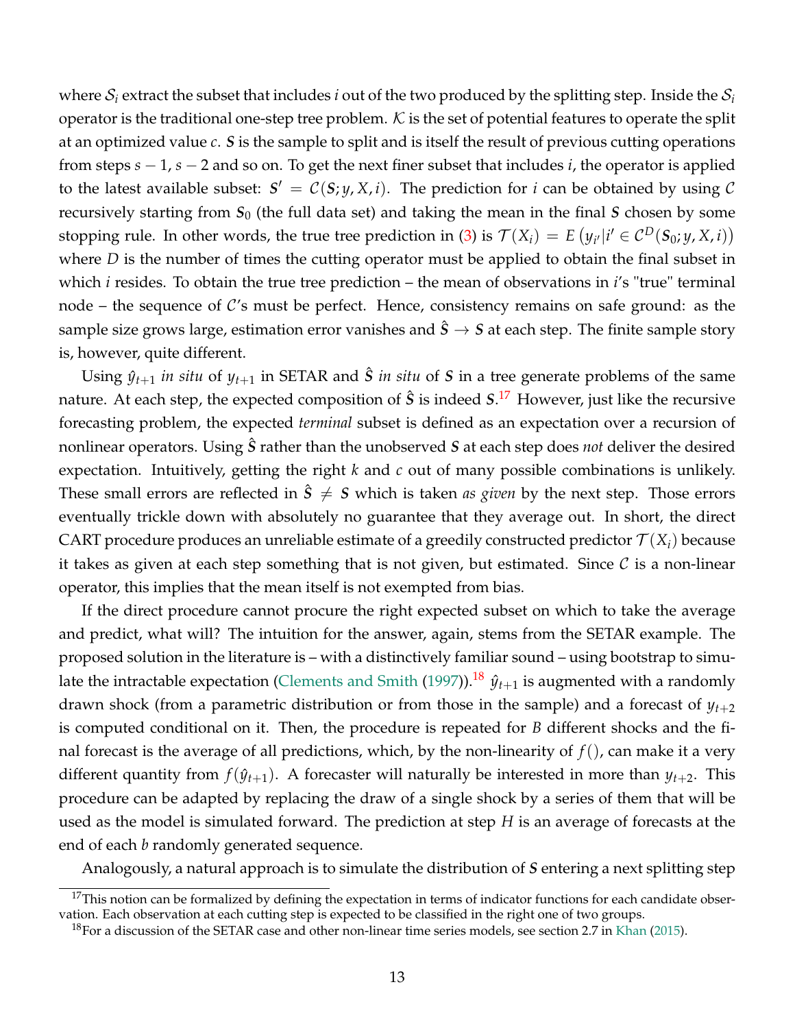where $\mathcal{S}_i$ extract the subset that includes $i$ out of the two produced by the splitting step. Inside the $\mathcal{S}_i$ operator is the traditional one-step tree problem. $\mathcal{K}$ is the set of potential features to operate the split at an optimized value $c$. $\boldsymbol{S}$ is the sample to split and is itself the result of previous cutting operations from steps $s-1$, $s-2$ and so on. To get the next finer subset that includes $i$, the operator is applied to the latest available subset: $\boldsymbol{S}' = \mathcal{C}(\boldsymbol{S}; y, X, i)$. The prediction for $i$ can be obtained by using $\mathcal{C}$ recursively starting from $\boldsymbol{S}_0$ (the full data set) and taking the mean in the final $\boldsymbol{S}$ chosen by some stopping rule. In other words, the true tree prediction in (3) is $\mathcal{T}(X_i) = E\left(y_{i'} | i' \in \mathcal{C}^D(\boldsymbol{S}_0; y, X, i)\right)$ where $D$ is the number of times the cutting operator must be applied to obtain the final subset in which $i$ resides. To obtain the true tree prediction – the mean of observations in $i$'s "true" terminal node – the sequence of $\mathcal{C}$'s must be perfect. Hence, consistency remains on safe ground: as the sample size grows large, estimation error vanishes and $\hat{\boldsymbol{S}} \rightarrow \boldsymbol{S}$ at each step. The finite sample story is, however, quite different.

Using $\hat{y}_{t+1}$ *in situ* of $y_{t+1}$ in SETAR and $\hat{\boldsymbol{S}}$ *in situ* of $\boldsymbol{S}$ in a tree generate problems of the same nature. At each step, the expected composition of $\hat{\boldsymbol{S}}$ is indeed $\boldsymbol{S}$.[17] However, just like the recursive forecasting problem, the expected *terminal* subset is defined as an expectation over a recursion of nonlinear operators. Using $\hat{\boldsymbol{S}}$ rather than the unobserved $\boldsymbol{S}$ at each step does *not* deliver the desired expectation. Intuitively, getting the right $k$ and $c$ out of many possible combinations is unlikely. These small errors are reflected in $\hat{\boldsymbol{S}} \neq \boldsymbol{S}$ which is taken *as given* by the next step. Those errors eventually trickle down with absolutely no guarantee that they average out. In short, the direct CART procedure produces an unreliable estimate of a greedily constructed predictor $\mathcal{T}(X_i)$ because it takes as given at each step something that is not given, but estimated. Since $\mathcal{C}$ is a non-linear operator, this implies that the mean itself is not exempted from bias.

If the direct procedure cannot procure the right expected subset on which to take the average and predict, what will? The intuition for the answer, again, stems from the SETAR example. The proposed solution in the literature is – with a distinctively familiar sound – using bootstrap to simulate the intractable expectation (Clements and Smith (1997)).[18] $\hat{y}_{t+1}$ is augmented with a randomly drawn shock (from a parametric distribution or from those in the sample) and a forecast of $y_{t+2}$ is computed conditional on it. Then, the procedure is repeated for $B$ different shocks and the final forecast is the average of all predictions, which, by the non-linearity of $f()$, can make it a very different quantity from $f(\hat{y}_{t+1})$. A forecaster will naturally be interested in more than $y_{t+2}$. This procedure can be adapted by replacing the draw of a single shock by a series of them that will be used as the model is simulated forward. The prediction at step $H$ is an average of forecasts at the end of each $b$ randomly generated sequence.

Analogously, a natural approach is to simulate the distribution of $\boldsymbol{S}$ entering a next splitting step

[17] This notion can be formalized by defining the expectation in terms of indicator functions for each candidate observation. Each observation at each cutting step is expected to be classified in the right one of two groups.

[18] For a discussion of the SETAR case and other non-linear time series models, see section 2.7 in Khan (2015).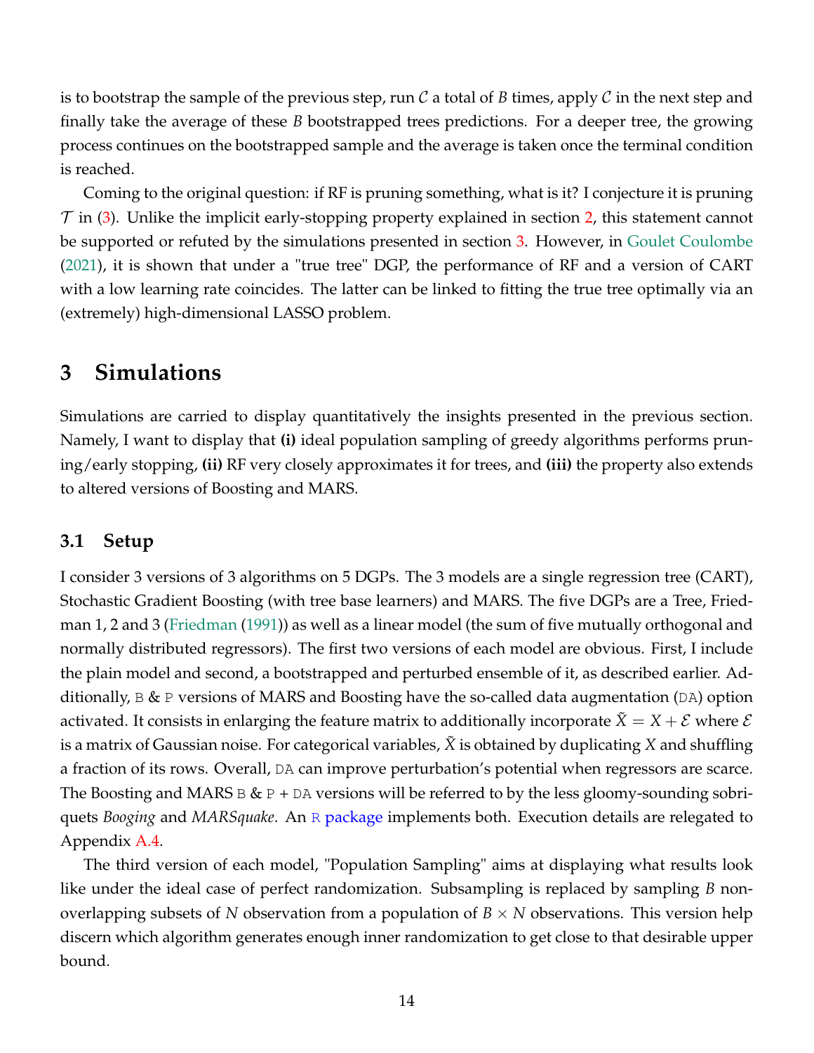is to bootstrap the sample of the previous step, run $\mathcal{C}$ a total of $B$ times, apply $\mathcal{C}$ in the next step and finally take the average of these $B$ bootstrapped trees predictions. For a deeper tree, the growing process continues on the bootstrapped sample and the average is taken once the terminal condition is reached.

Coming to the original question: if RF is pruning something, what is it? I conjecture it is pruning $\mathcal{T}$ in (3). Unlike the implicit early-stopping property explained in section 2, this statement cannot be supported or refuted by the simulations presented in section 3. However, in Goulet Coulombe (2021), it is shown that under a "true tree" DGP, the performance of RF and a version of CART with a low learning rate coincides. The latter can be linked to fitting the true tree optimally via an (extremely) high-dimensional LASSO problem.

# 3 Simulations

Simulations are carried to display quantitatively the insights presented in the previous section. Namely, I want to display that **(i)** ideal population sampling of greedy algorithms performs pruning/early stopping, **(ii)** RF very closely approximates it for trees, and **(iii)** the property also extends to altered versions of Boosting and MARS.

## 3.1 Setup

I consider 3 versions of 3 algorithms on 5 DGPs. The 3 models are a single regression tree (CART), Stochastic Gradient Boosting (with tree base learners) and MARS. The five DGPs are a Tree, Friedman 1, 2 and 3 (Friedman (1991)) as well as a linear model (the sum of five mutually orthogonal and normally distributed regressors). The first two versions of each model are obvious. First, I include the plain model and second, a bootstrapped and perturbed ensemble of it, as described earlier. Additionally, `B` & `P` versions of MARS and Boosting have the so-called data augmentation (`DA`) option activated. It consists in enlarging the feature matrix to additionally incorporate $\tilde{X} = X + \mathcal{E}$ where $\mathcal{E}$ is a matrix of Gaussian noise. For categorical variables, $\tilde{X}$ is obtained by duplicating $X$ and shuffling a fraction of its rows. Overall, `DA` can improve perturbation's potential when regressors are scarce. The Boosting and MARS `B` & `P` + `DA` versions will be referred to by the less gloomy-sounding sobriquets *Booging* and *MARSquake*. An `R` package implements both. Execution details are relegated to Appendix A.4.

The third version of each model, "Population Sampling" aims at displaying what results look like under the ideal case of perfect randomization. Subsampling is replaced by sampling $B$ non-overlapping subsets of $N$ observation from a population of $B \times N$ observations. This version help discern which algorithm generates enough inner randomization to get close to that desirable upper bound.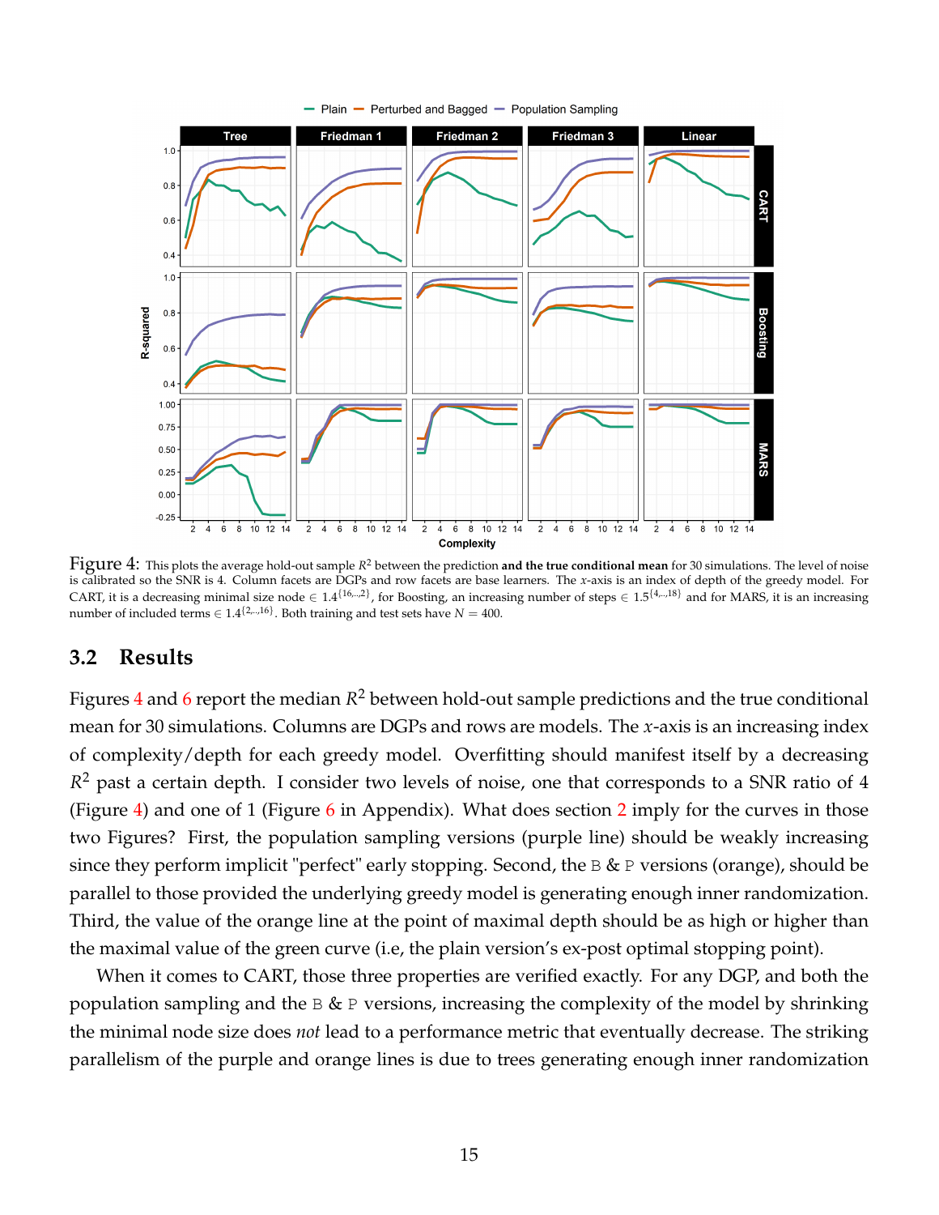Figure 4: This plots the average hold-out sample $R^2$ between the prediction **and the true conditional mean** for 30 simulations. The level of noise is calibrated so the SNR is 4. Column facets are DGPs and row facets are base learners. The $x$-axis is an index of depth of the greedy model. For CART, it is a decreasing minimal size node $\in 1.4^{\{16,..,2\}}$, for Boosting, an increasing number of steps $\in 1.5^{\{4,...,18\}}$ and for MARS, it is an increasing number of included terms $\in 1.4^{\{2,..,16\}}$. Both training and test sets have $N = 400$.

### 3.2 Results

Figures 4 and 6 report the median $R^2$ between hold-out sample predictions and the true conditional mean for 30 simulations. Columns are DGPs and rows are models. The $x$-axis is an increasing index of complexity/depth for each greedy model. Overfitting should manifest itself by a decreasing $R^2$ past a certain depth. I consider two levels of noise, one that corresponds to a SNR ratio of 4 (Figure 4) and one of 1 (Figure 6 in Appendix). What does section 2 imply for the curves in those two Figures? First, the population sampling versions (purple line) should be weakly increasing since they perform implicit "perfect" early stopping. Second, the B & P versions (orange), should be parallel to those provided the underlying greedy model is generating enough inner randomization. Third, the value of the orange line at the point of maximal depth should be as high or higher than the maximal value of the green curve (i.e, the plain version's ex-post optimal stopping point).

When it comes to CART, those three properties are verified exactly. For any DGP, and both the population sampling and the B & P versions, increasing the complexity of the model by shrinking the minimal node size does *not* lead to a performance metric that eventually decrease. The striking parallelism of the purple and orange lines is due to trees generating enough inner randomization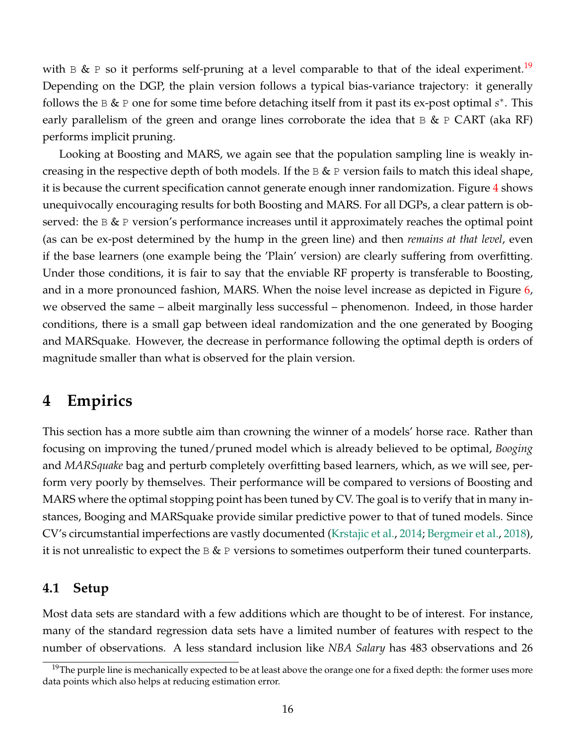with B & P so it performs self-pruning at a level comparable to that of the ideal experiment.[19] Depending on the DGP, the plain version follows a typical bias-variance trajectory: it generally follows the B & P one for some time before detaching itself from it past its ex-post optimal $s^*$. This early parallelism of the green and orange lines corroborate the idea that B & P CART (aka RF) performs implicit pruning.

Looking at Boosting and MARS, we again see that the population sampling line is weakly increasing in the respective depth of both models. If the B & P version fails to match this ideal shape, it is because the current specification cannot generate enough inner randomization. Figure 4 shows unequivocally encouraging results for both Boosting and MARS. For all DGPs, a clear pattern is observed: the B & P version's performance increases until it approximately reaches the optimal point (as can be ex-post determined by the hump in the green line) and then *remains at that level*, even if the base learners (one example being the 'Plain' version) are clearly suffering from overfitting. Under those conditions, it is fair to say that the enviable RF property is transferable to Boosting, and in a more pronounced fashion, MARS. When the noise level increase as depicted in Figure 6, we observed the same – albeit marginally less successful – phenomenon. Indeed, in those harder conditions, there is a small gap between ideal randomization and the one generated by Booging and MARSquake. However, the decrease in performance following the optimal depth is orders of magnitude smaller than what is observed for the plain version.

# 4 Empirics

This section has a more subtle aim than crowning the winner of a models' horse race. Rather than focusing on improving the tuned/pruned model which is already believed to be optimal, *Booging* and *MARSquake* bag and perturb completely overfitting based learners, which, as we will see, perform very poorly by themselves. Their performance will be compared to versions of Boosting and MARS where the optimal stopping point has been tuned by CV. The goal is to verify that in many instances, Booging and MARSquake provide similar predictive power to that of tuned models. Since CV's circumstantial imperfections are vastly documented (Krstajic et al., 2014; Bergmeir et al., 2018), it is not unrealistic to expect the B & P versions to sometimes outperform their tuned counterparts.

## 4.1 Setup

Most data sets are standard with a few additions which are thought to be of interest. For instance, many of the standard regression data sets have a limited number of features with respect to the number of observations. A less standard inclusion like *NBA Salary* has 483 observations and 26

[19] The purple line is mechanically expected to be at least above the orange one for a fixed depth: the former uses more data points which also helps at reducing estimation error.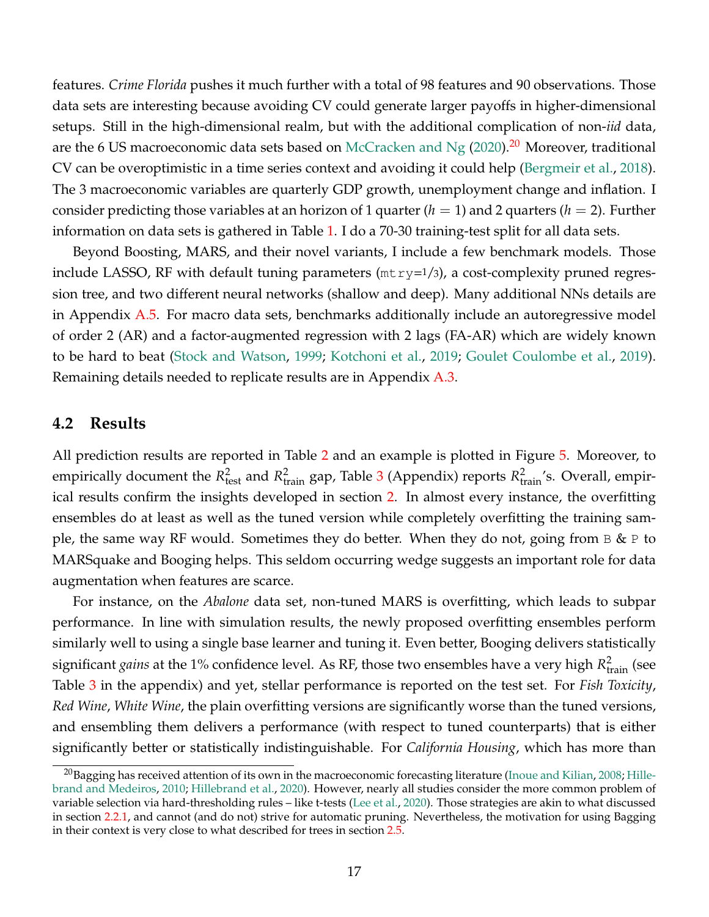features. *Crime Florida* pushes it much further with a total of 98 features and 90 observations. Those data sets are interesting because avoiding CV could generate larger payoffs in higher-dimensional setups. Still in the high-dimensional realm, but with the additional complication of non-*iid* data, are the 6 US macroeconomic data sets based on McCracken and Ng (2020).[20] Moreover, traditional CV can be overoptimistic in a time series context and avoiding it could help (Bergmeir et al., 2018). The 3 macroeconomic variables are quarterly GDP growth, unemployment change and inflation. I consider predicting those variables at an horizon of 1 quarter ($h = 1$) and 2 quarters ($h = 2$). Further information on data sets is gathered in Table 1. I do a 70-30 training-test split for all data sets.

Beyond Boosting, MARS, and their novel variants, I include a few benchmark models. Those include LASSO, RF with default tuning parameters (`mtry=1/3`), a cost-complexity pruned regression tree, and two different neural networks (shallow and deep). Many additional NNs details are in Appendix A.5. For macro data sets, benchmarks additionally include an autoregressive model of order 2 (AR) and a factor-augmented regression with 2 lags (FA-AR) which are widely known to be hard to beat (Stock and Watson, 1999; Kotchoni et al., 2019; Goulet Coulombe et al., 2019). Remaining details needed to replicate results are in Appendix A.3.

## 4.2 Results

All prediction results are reported in Table 2 and an example is plotted in Figure 5. Moreover, to empirically document the $R^2_{\text{test}}$ and $R^2_{\text{train}}$ gap, Table 3 (Appendix) reports $R^2_{\text{train}}$'s. Overall, empirical results confirm the insights developed in section 2. In almost every instance, the overfitting ensembles do at least as well as the tuned version while completely overfitting the training sample, the same way RF would. Sometimes they do better. When they do not, going from `B` & `P` to MARSquake and Booging helps. This seldom occurring wedge suggests an important role for data augmentation when features are scarce.

For instance, on the *Abalone* data set, non-tuned MARS is overfitting, which leads to subpar performance. In line with simulation results, the newly proposed overfitting ensembles perform similarly well to using a single base learner and tuning it. Even better, Booging delivers statistically significant *gains* at the 1% confidence level. As RF, those two ensembles have a very high $R^2_{\text{train}}$ (see Table 3 in the appendix) and yet, stellar performance is reported on the test set. For *Fish Toxicity*, *Red Wine*, *White Wine*, the plain overfitting versions are significantly worse than the tuned versions, and ensembling them delivers a performance (with respect to tuned counterparts) that is either significantly better or statistically indistinguishable. For *California Housing*, which has more than

[20] Bagging has received attention of its own in the macroeconomic forecasting literature (Inoue and Kilian, 2008; Hillebrand and Medeiros, 2010; Hillebrand et al., 2020). However, nearly all studies consider the more common problem of variable selection via hard-thresholding rules – like t-tests (Lee et al., 2020). Those strategies are akin to what discussed in section 2.2.1, and cannot (and do not) strive for automatic pruning. Nevertheless, the motivation for using Bagging in their context is very close to what described for trees in section 2.5.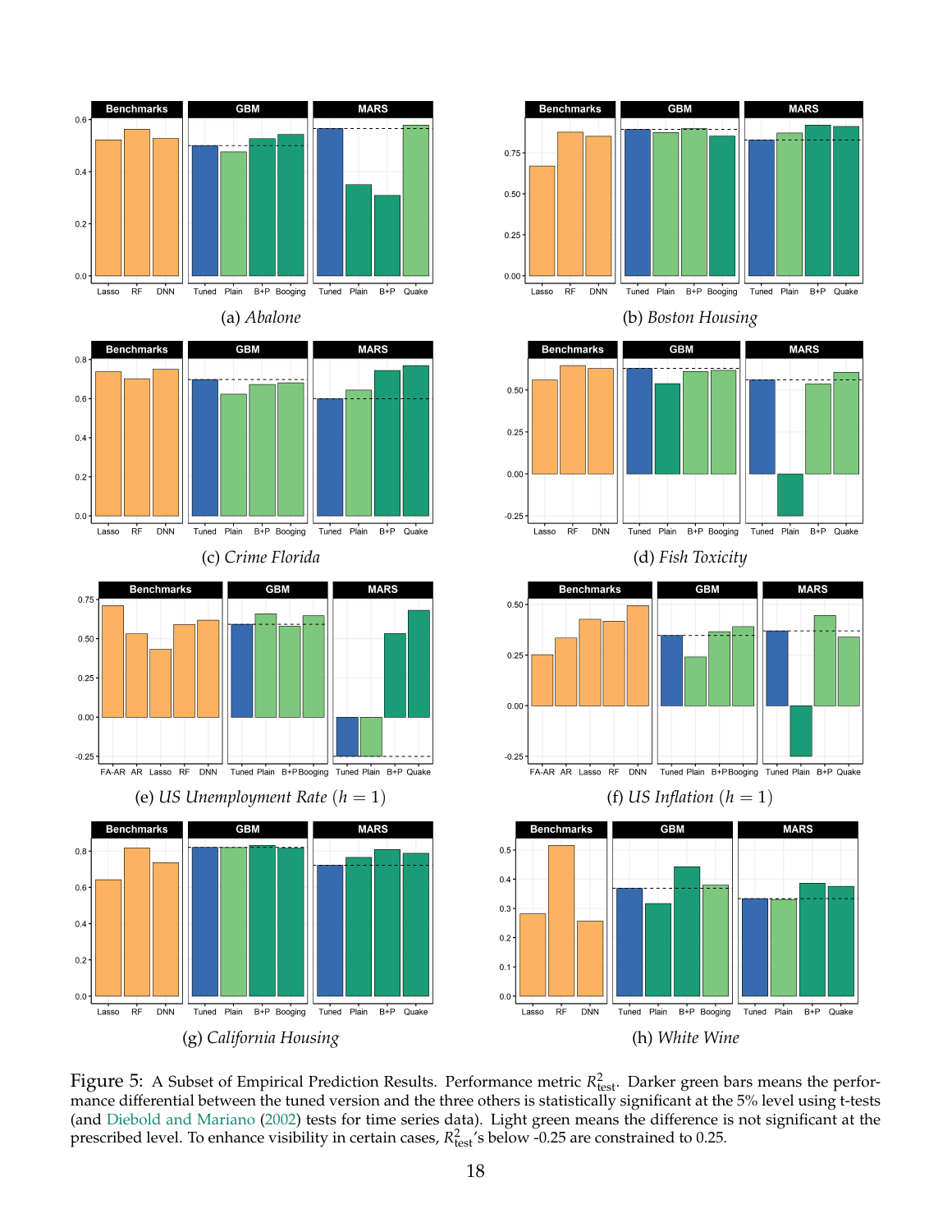(a) *Abalone*

(b) *Boston Housing*

(c) *Crime Florida*

(d) *Fish Toxicity*

(e) *US Unemployment Rate* $(h = 1)$

(f) *US Inflation* $(h = 1)$

(g) *California Housing*

(h) *White Wine*

Figure 5: A Subset of Empirical Prediction Results. Performance metric $R^2_{\text{test}}$. Darker green bars means the performance differential between the tuned version and the three others is statistically significant at the 5% level using t-tests (and Diebold and Mariano (2002) tests for time series data). Light green means the difference is not significant at the prescribed level. To enhance visibility in certain cases, $R^2_{\text{test}}$'s below -0.25 are constrained to 0.25.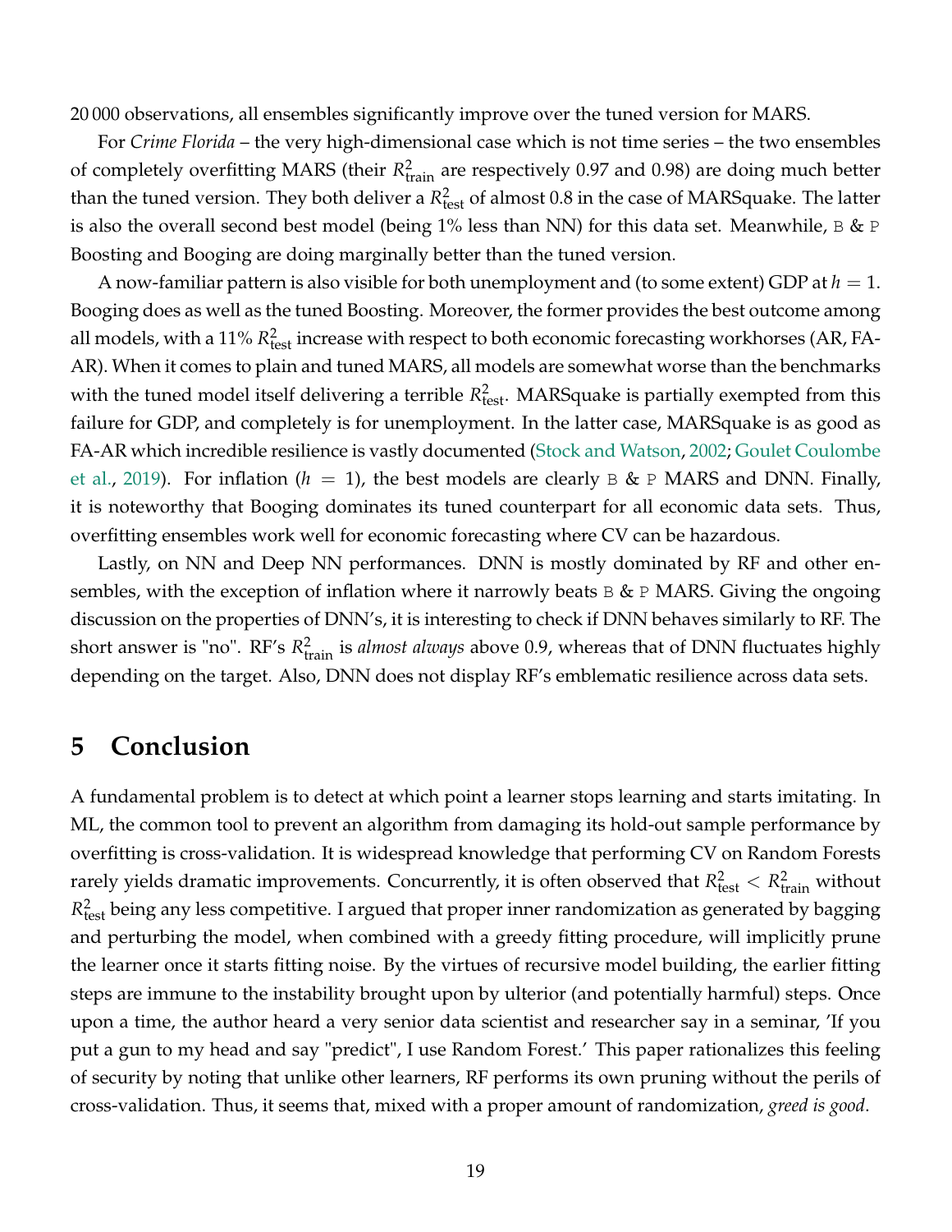20 000 observations, all ensembles significantly improve over the tuned version for MARS.

For *Crime Florida* – the very high-dimensional case which is not time series – the two ensembles of completely overfitting MARS (their $R^2_{\text{train}}$ are respectively 0.97 and 0.98) are doing much better than the tuned version. They both deliver a $R^2_{\text{test}}$ of almost 0.8 in the case of MARSquake. The latter is also the overall second best model (being 1% less than NN) for this data set. Meanwhile, B & P Boosting and Booging are doing marginally better than the tuned version.

A now-familiar pattern is also visible for both unemployment and (to some extent) GDP at $h = 1$. Booging does as well as the tuned Boosting. Moreover, the former provides the best outcome among all models, with a 11% $R^2_{\text{test}}$ increase with respect to both economic forecasting workhorses (AR, FA-AR). When it comes to plain and tuned MARS, all models are somewhat worse than the benchmarks with the tuned model itself delivering a terrible $R^2_{\text{test}}$. MARSquake is partially exempted from this failure for GDP, and completely is for unemployment. In the latter case, MARSquake is as good as FA-AR which incredible resilience is vastly documented (Stock and Watson, 2002; Goulet Coulombe et al., 2019). For inflation ($h = 1$), the best models are clearly B & P MARS and DNN. Finally, it is noteworthy that Booging dominates its tuned counterpart for all economic data sets. Thus, overfitting ensembles work well for economic forecasting where CV can be hazardous.

Lastly, on NN and Deep NN performances. DNN is mostly dominated by RF and other ensembles, with the exception of inflation where it narrowly beats B & P MARS. Giving the ongoing discussion on the properties of DNN's, it is interesting to check if DNN behaves similarly to RF. The short answer is "no". RF's $R^2_{\text{train}}$ is *almost always* above 0.9, whereas that of DNN fluctuates highly depending on the target. Also, DNN does not display RF's emblematic resilience across data sets.

# 5 Conclusion

A fundamental problem is to detect at which point a learner stops learning and starts imitating. In ML, the common tool to prevent an algorithm from damaging its hold-out sample performance by overfitting is cross-validation. It is widespread knowledge that performing CV on Random Forests rarely yields dramatic improvements. Concurrently, it is often observed that $R^2_{\text{test}} < R^2_{\text{train}}$ without $R^2_{\text{test}}$ being any less competitive. I argued that proper inner randomization as generated by bagging and perturbing the model, when combined with a greedy fitting procedure, will implicitly prune the learner once it starts fitting noise. By the virtues of recursive model building, the earlier fitting steps are immune to the instability brought upon by ulterior (and potentially harmful) steps. Once upon a time, the author heard a very senior data scientist and researcher say in a seminar, 'If you put a gun to my head and say "predict", I use Random Forest.' This paper rationalizes this feeling of security by noting that unlike other learners, RF performs its own pruning without the perils of cross-validation. Thus, it seems that, mixed with a proper amount of randomization, *greed is good*.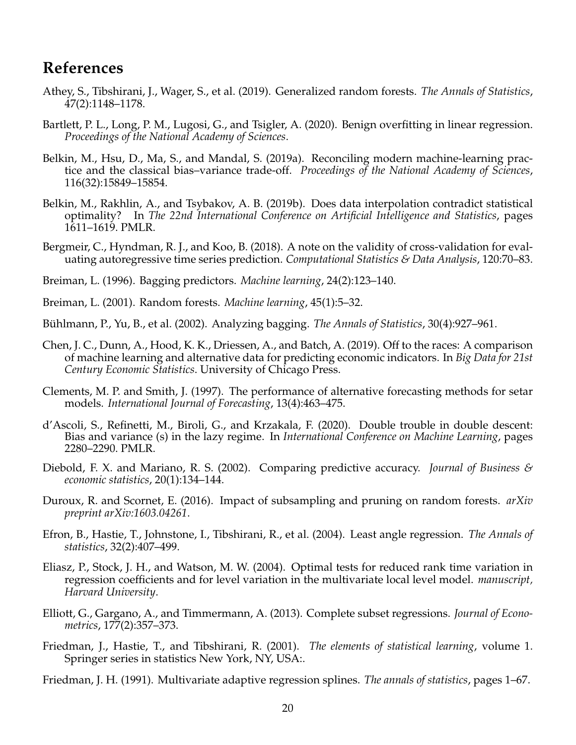# References

Athey, S., Tibshirani, J., Wager, S., et al. (2019). Generalized random forests. *The Annals of Statistics*, 47(2):1148–1178.

Bartlett, P. L., Long, P. M., Lugosi, G., and Tsigler, A. (2020). Benign overfitting in linear regression. *Proceedings of the National Academy of Sciences*.

Belkin, M., Hsu, D., Ma, S., and Mandal, S. (2019a). Reconciling modern machine-learning practice and the classical bias–variance trade-off. *Proceedings of the National Academy of Sciences*, 116(32):15849–15854.

Belkin, M., Rakhlin, A., and Tsybakov, A. B. (2019b). Does data interpolation contradict statistical optimality? In *The 22nd International Conference on Artificial Intelligence and Statistics*, pages 1611–1619. PMLR.

Bergmeir, C., Hyndman, R. J., and Koo, B. (2018). A note on the validity of cross-validation for evaluating autoregressive time series prediction. *Computational Statistics & Data Analysis*, 120:70–83.

Breiman, L. (1996). Bagging predictors. *Machine learning*, 24(2):123–140.

Breiman, L. (2001). Random forests. *Machine learning*, 45(1):5–32.

Bühlmann, P., Yu, B., et al. (2002). Analyzing bagging. *The Annals of Statistics*, 30(4):927–961.

Chen, J. C., Dunn, A., Hood, K. K., Driessen, A., and Batch, A. (2019). Off to the races: A comparison of machine learning and alternative data for predicting economic indicators. In *Big Data for 21st Century Economic Statistics*. University of Chicago Press.

Clements, M. P. and Smith, J. (1997). The performance of alternative forecasting methods for setar models. *International Journal of Forecasting*, 13(4):463–475.

d'Ascoli, S., Refinetti, M., Biroli, G., and Krzakala, F. (2020). Double trouble in double descent: Bias and variance (s) in the lazy regime. In *International Conference on Machine Learning*, pages 2280–2290. PMLR.

Diebold, F. X. and Mariano, R. S. (2002). Comparing predictive accuracy. *Journal of Business & economic statistics*, 20(1):134–144.

Duroux, R. and Scornet, E. (2016). Impact of subsampling and pruning on random forests. *arXiv preprint arXiv:1603.04261*.

Efron, B., Hastie, T., Johnstone, I., Tibshirani, R., et al. (2004). Least angle regression. *The Annals of statistics*, 32(2):407–499.

Eliasz, P., Stock, J. H., and Watson, M. W. (2004). Optimal tests for reduced rank time variation in regression coefficients and for level variation in the multivariate local level model. *manuscript, Harvard University*.

Elliott, G., Gargano, A., and Timmermann, A. (2013). Complete subset regressions. *Journal of Econometrics*, 177(2):357–373.

Friedman, J., Hastie, T., and Tibshirani, R. (2001). *The elements of statistical learning*, volume 1. Springer series in statistics New York, NY, USA:.

Friedman, J. H. (1991). Multivariate adaptive regression splines. *The annals of statistics*, pages 1–67.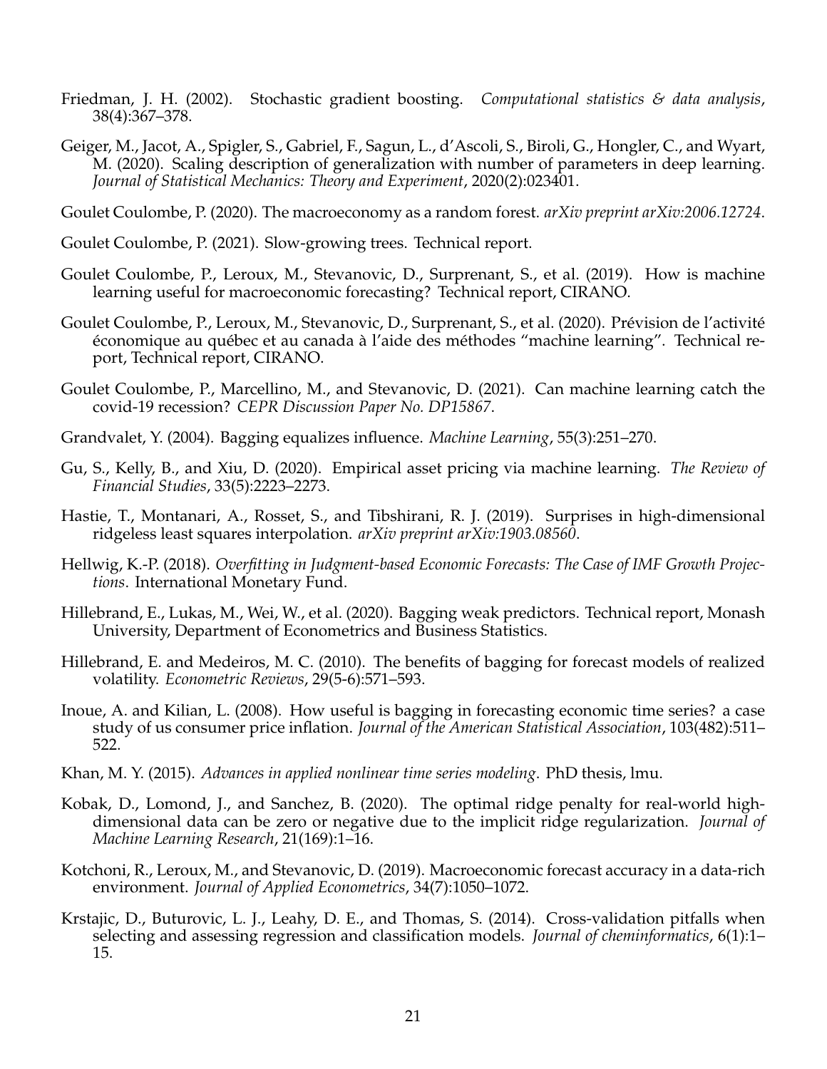Friedman, J. H. (2002). Stochastic gradient boosting. *Computational statistics & data analysis*, 38(4):367–378.

Geiger, M., Jacot, A., Spigler, S., Gabriel, F., Sagun, L., d'Ascoli, S., Biroli, G., Hongler, C., and Wyart, M. (2020). Scaling description of generalization with number of parameters in deep learning. *Journal of Statistical Mechanics: Theory and Experiment*, 2020(2):023401.

Goulet Coulombe, P. (2020). The macroeconomy as a random forest. *arXiv preprint arXiv:2006.12724*.

Goulet Coulombe, P. (2021). Slow-growing trees. Technical report.

Goulet Coulombe, P., Leroux, M., Stevanovic, D., Surprenant, S., et al. (2019). How is machine learning useful for macroeconomic forecasting? Technical report, CIRANO.

Goulet Coulombe, P., Leroux, M., Stevanovic, D., Surprenant, S., et al. (2020). Prévision de l'activité économique au québec et au canada à l'aide des méthodes "machine learning". Technical report, Technical report, CIRANO.

Goulet Coulombe, P., Marcellino, M., and Stevanovic, D. (2021). Can machine learning catch the covid-19 recession? *CEPR Discussion Paper No. DP15867*.

Grandvalet, Y. (2004). Bagging equalizes influence. *Machine Learning*, 55(3):251–270.

Gu, S., Kelly, B., and Xiu, D. (2020). Empirical asset pricing via machine learning. *The Review of Financial Studies*, 33(5):2223–2273.

Hastie, T., Montanari, A., Rosset, S., and Tibshirani, R. J. (2019). Surprises in high-dimensional ridgeless least squares interpolation. *arXiv preprint arXiv:1903.08560*.

Hellwig, K.-P. (2018). *Overfitting in Judgment-based Economic Forecasts: The Case of IMF Growth Projections*. International Monetary Fund.

Hillebrand, E., Lukas, M., Wei, W., et al. (2020). Bagging weak predictors. Technical report, Monash University, Department of Econometrics and Business Statistics.

Hillebrand, E. and Medeiros, M. C. (2010). The benefits of bagging for forecast models of realized volatility. *Econometric Reviews*, 29(5-6):571–593.

Inoue, A. and Kilian, L. (2008). How useful is bagging in forecasting economic time series? a case study of us consumer price inflation. *Journal of the American Statistical Association*, 103(482):511–522.

Khan, M. Y. (2015). *Advances in applied nonlinear time series modeling*. PhD thesis, lmu.

Kobak, D., Lomond, J., and Sanchez, B. (2020). The optimal ridge penalty for real-world high-dimensional data can be zero or negative due to the implicit ridge regularization. *Journal of Machine Learning Research*, 21(169):1–16.

Kotchoni, R., Leroux, M., and Stevanovic, D. (2019). Macroeconomic forecast accuracy in a data-rich environment. *Journal of Applied Econometrics*, 34(7):1050–1072.

Krstajic, D., Buturovic, L. J., Leahy, D. E., and Thomas, S. (2014). Cross-validation pitfalls when selecting and assessing regression and classification models. *Journal of cheminformatics*, 6(1):1–15.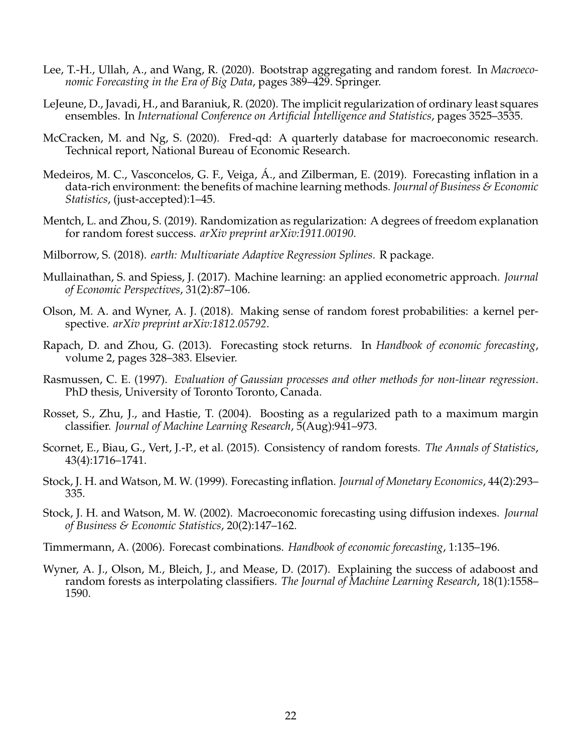Lee, T.-H., Ullah, A., and Wang, R. (2020). Bootstrap aggregating and random forest. In *Macroeconomic Forecasting in the Era of Big Data*, pages 389–429. Springer.

LeJeune, D., Javadi, H., and Baraniuk, R. (2020). The implicit regularization of ordinary least squares ensembles. In *International Conference on Artificial Intelligence and Statistics*, pages 3525–3535.

McCracken, M. and Ng, S. (2020). Fred-qd: A quarterly database for macroeconomic research. Technical report, National Bureau of Economic Research.

Medeiros, M. C., Vasconcelos, G. F., Veiga, Á., and Zilberman, E. (2019). Forecasting inflation in a data-rich environment: the benefits of machine learning methods. *Journal of Business & Economic Statistics*, (just-accepted):1–45.

Mentch, L. and Zhou, S. (2019). Randomization as regularization: A degrees of freedom explanation for random forest success. *arXiv preprint arXiv:1911.00190*.

Milborrow, S. (2018). *earth: Multivariate Adaptive Regression Splines*. R package.

Mullainathan, S. and Spiess, J. (2017). Machine learning: an applied econometric approach. *Journal of Economic Perspectives*, 31(2):87–106.

Olson, M. A. and Wyner, A. J. (2018). Making sense of random forest probabilities: a kernel perspective. *arXiv preprint arXiv:1812.05792*.

Rapach, D. and Zhou, G. (2013). Forecasting stock returns. In *Handbook of economic forecasting*, volume 2, pages 328–383. Elsevier.

Rasmussen, C. E. (1997). *Evaluation of Gaussian processes and other methods for non-linear regression*. PhD thesis, University of Toronto Toronto, Canada.

Rosset, S., Zhu, J., and Hastie, T. (2004). Boosting as a regularized path to a maximum margin classifier. *Journal of Machine Learning Research*, 5(Aug):941–973.

Scornet, E., Biau, G., Vert, J.-P., et al. (2015). Consistency of random forests. *The Annals of Statistics*, 43(4):1716–1741.

Stock, J. H. and Watson, M. W. (1999). Forecasting inflation. *Journal of Monetary Economics*, 44(2):293–335.

Stock, J. H. and Watson, M. W. (2002). Macroeconomic forecasting using diffusion indexes. *Journal of Business & Economic Statistics*, 20(2):147–162.

Timmermann, A. (2006). Forecast combinations. *Handbook of economic forecasting*, 1:135–196.

Wyner, A. J., Olson, M., Bleich, J., and Mease, D. (2017). Explaining the success of adaboost and random forests as interpolating classifiers. *The Journal of Machine Learning Research*, 18(1):1558–1590.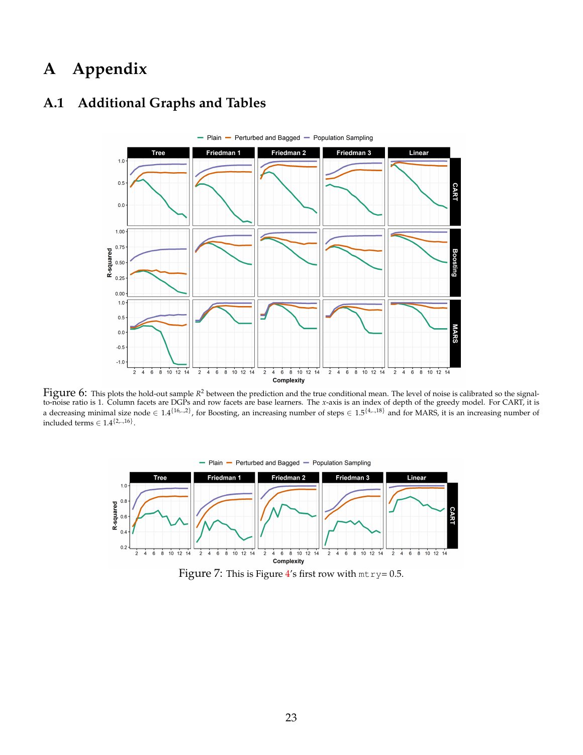# A Appendix

## A.1 Additional Graphs and Tables

Figure 6: This plots the hold-out sample $R^2$ between the prediction and the true conditional mean. The level of noise is calibrated so the signal-to-noise ratio is 1. Column facets are DGPs and row facets are base learners. The $x$-axis is an index of depth of the greedy model. For CART, it is a decreasing minimal size node $\in 1.4^{\{16,..,2\}}$, for Boosting, an increasing number of steps $\in 1.5^{\{4,..,18\}}$ and for MARS, it is an increasing number of included terms $\in 1.4^{\{2,..,16\}}$.

Figure 7: This is Figure 4's first row with mtry= 0.5.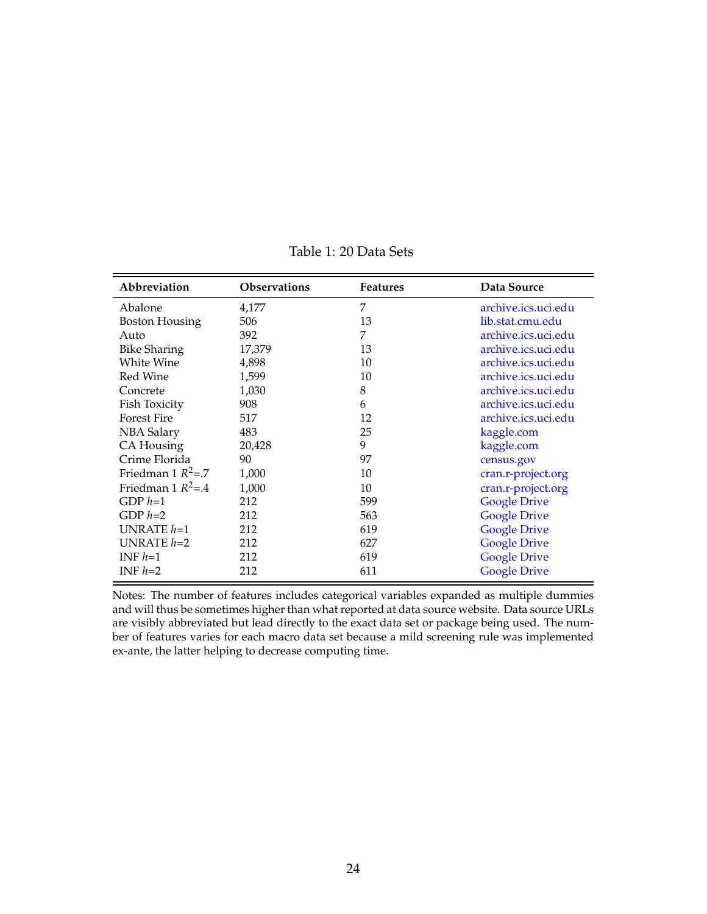Table 1: 20 Data Sets

| Abbreviation | Observations | Features | Data Source |
|---|---|---|---|
| Abalone | 4,177 | 7 | archive.ics.uci.edu |
| Boston Housing | 506 | 13 | lib.stat.cmu.edu |
| Auto | 392 | 7 | archive.ics.uci.edu |
| Bike Sharing | 17,379 | 13 | archive.ics.uci.edu |
| White Wine | 4,898 | 10 | archive.ics.uci.edu |
| Red Wine | 1,599 | 10 | archive.ics.uci.edu |
| Concrete | 1,030 | 8 | archive.ics.uci.edu |
| Fish Toxicity | 908 | 6 | archive.ics.uci.edu |
| Forest Fire | 517 | 12 | archive.ics.uci.edu |
| NBA Salary | 483 | 25 | kaggle.com |
| CA Housing | 20,428 | 9 | kaggle.com |
| Crime Florida | 90 | 97 | census.gov |
| Friedman 1 $R^2$=.7 | 1,000 | 10 | cran.r-project.org |
| Friedman 1 $R^2$=.4 | 1,000 | 10 | cran.r-project.org |
| GDP $h$=1 | 212 | 599 | Google Drive |
| GDP $h$=2 | 212 | 563 | Google Drive |
| UNRATE $h$=1 | 212 | 619 | Google Drive |
| UNRATE $h$=2 | 212 | 627 | Google Drive |
| INF $h$=1 | 212 | 619 | Google Drive |
| INF $h$=2 | 212 | 611 | Google Drive |

Notes: The number of features includes categorical variables expanded as multiple dummies and will thus be sometimes higher than what reported at data source website. Data source URLs are visibly abbreviated but lead directly to the exact data set or package being used. The number of features varies for each macro data set because a mild screening rule was implemented ex-ante, the latter helping to decrease computing time.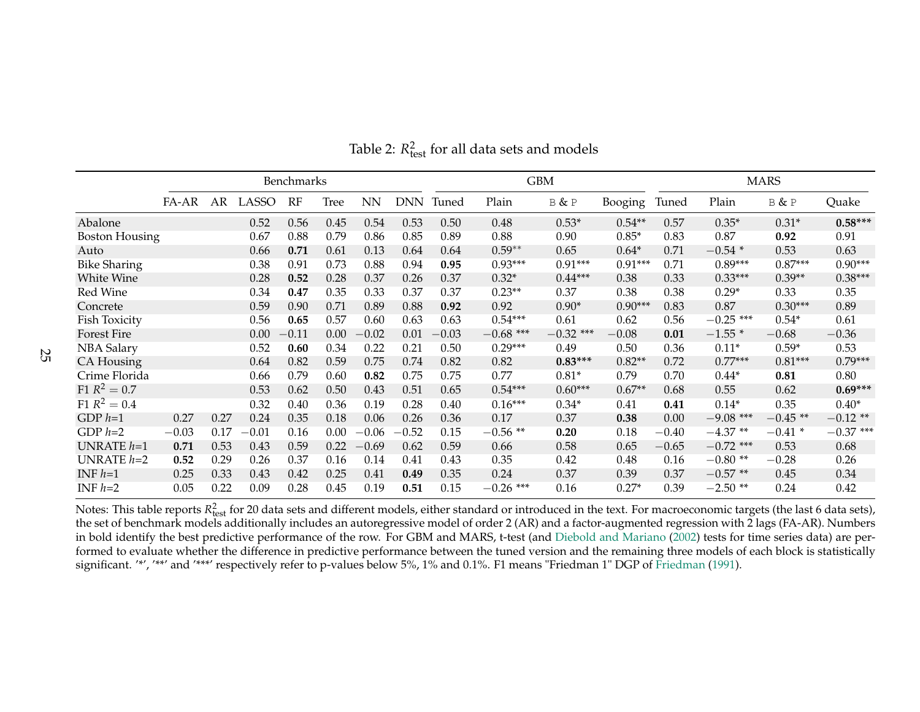Table 2: $R^2_{\text{test}}$ for all data sets and models

| | Benchmarks | | | | | | | GBM | | | | MARS | | | |
|---|---|---|---|---|---|---|---|---|---|---|---|---|---|---|---|
| | FA-AR | AR | LASSO | RF | Tree | NN | DNN | Tuned | Plain | B & P | Booging | Tuned | Plain | B & P | Quake |
| Abalone | | | 0.52 | 0.56 | 0.45 | 0.54 | 0.53 | 0.50 | 0.48 | 0.53* | 0.54** | 0.57 | 0.35* | 0.31* | **0.58*****|
| Boston Housing | | | 0.67 | 0.88 | 0.79 | 0.86 | 0.85 | 0.89 | 0.88 | 0.90 | 0.85* | 0.83 | 0.87 | **0.92** | 0.91 |
| Auto | | | 0.66 | **0.71** | 0.61 | 0.13 | 0.64 | 0.64 | 0.59** | 0.65 | 0.64* | 0.71 | −0.54 * | 0.53 | 0.63 |
| Bike Sharing | | | 0.38 | 0.91 | 0.73 | 0.88 | 0.94 | **0.95** | 0.93*** | 0.91*** | 0.91*** | 0.71 | 0.89*** | 0.87*** | 0.90*** |
| White Wine | | | 0.28 | **0.52** | 0.28 | 0.37 | 0.26 | 0.37 | 0.32* | 0.44*** | 0.38 | 0.33 | 0.33*** | 0.39** | 0.38*** |
| Red Wine | | | 0.34 | **0.47** | 0.35 | 0.33 | 0.37 | 0.37 | 0.23** | 0.37 | 0.38 | 0.38 | 0.29* | 0.33 | 0.35 |
| Concrete | | | 0.59 | 0.90 | 0.71 | 0.89 | 0.88 | **0.92** | 0.92 | 0.90* | 0.90*** | 0.83 | 0.87 | 0.30*** | 0.89 |
| Fish Toxicity | | | 0.56 | **0.65** | 0.57 | 0.60 | 0.63 | 0.63 | 0.54*** | 0.61 | 0.62 | 0.56 | −0.25 *** | 0.54* | 0.61 |
| Forest Fire | | | 0.00 | −0.11 | 0.00 | −0.02 | 0.01 | −0.03 | −0.68 *** | −0.32 *** | −0.08 | **0.01** | −1.55 * | −0.68 | −0.36 |
| NBA Salary | | | 0.52 | **0.60** | 0.34 | 0.22 | 0.21 | 0.50 | 0.29*** | 0.49 | 0.50 | 0.36 | 0.11* | 0.59* | 0.53 |
| CA Housing | | | 0.64 | 0.82 | 0.59 | 0.75 | 0.74 | 0.82 | 0.82 | **0.83***** | 0.82** | 0.72 | 0.77*** | 0.81*** | 0.79*** |
| Crime Florida | | | 0.66 | 0.79 | 0.60 | **0.82** | 0.75 | 0.75 | 0.77 | 0.81* | 0.79 | 0.70 | 0.44* | **0.81** | 0.80 |
| F1 $R^2 = 0.7$ | | | 0.53 | 0.62 | 0.50 | 0.43 | 0.51 | 0.65 | 0.54*** | 0.60*** | 0.67** | 0.68 | 0.55 | 0.62 | **0.69***** |
| F1 $R^2 = 0.4$ | | | 0.32 | 0.40 | 0.36 | 0.19 | 0.28 | 0.40 | 0.16*** | 0.34* | 0.41 | **0.41** | 0.14* | 0.35 | 0.40* |
| GDP $h$=1 | 0.27 | 0.27 | 0.24 | 0.35 | 0.18 | 0.06 | 0.26 | 0.36 | 0.17 | 0.37 | **0.38** | 0.00 | −9.08 *** | −0.45 ** | −0.12 ** |
| GDP $h$=2 | −0.03 | 0.17 | −0.01 | 0.16 | 0.00 | −0.06 | −0.52 | 0.15 | −0.56 ** | **0.20** | 0.18 | −0.40 | −4.37 ** | −0.41 * | −0.37 *** |
| UNRATE $h$=1 | **0.71** | 0.53 | 0.43 | 0.59 | 0.22 | −0.69 | 0.62 | 0.59 | 0.66 | 0.58 | 0.65 | −0.65 | −0.72 *** | 0.53 | 0.68 |
| UNRATE $h$=2 | **0.52** | 0.29 | 0.26 | 0.37 | 0.16 | 0.14 | 0.41 | 0.43 | 0.35 | 0.42 | 0.48 | 0.16 | −0.80 ** | −0.28 | 0.26 |
| INF $h$=1 | 0.25 | 0.33 | 0.43 | 0.42 | 0.25 | 0.41 | **0.49** | 0.35 | 0.24 | 0.37 | 0.39 | 0.37 | −0.57 ** | 0.45 | 0.34 |
| INF $h$=2 | 0.05 | 0.22 | 0.09 | 0.28 | 0.45 | 0.19 | **0.51** | 0.15 | −0.26 *** | 0.16 | 0.27* | 0.39 | −2.50 ** | 0.24 | 0.42 |

Notes: This table reports $R^2_{\text{test}}$ for 20 data sets and different models, either standard or introduced in the text. For macroeconomic targets (the last 6 data sets), the set of benchmark models additionally includes an autoregressive model of order 2 (AR) and a factor-augmented regression with 2 lags (FA-AR). Numbers in bold identify the best predictive performance of the row. For GBM and MARS, t-test (and Diebold and Mariano (2002) tests for time series data) are performed to evaluate whether the difference in predictive performance between the tuned version and the remaining three models of each block is statistically significant. '*', '**' and '***' respectively refer to p-values below 5%, 1% and 0.1%. F1 means "Friedman 1" DGP of Friedman (1991).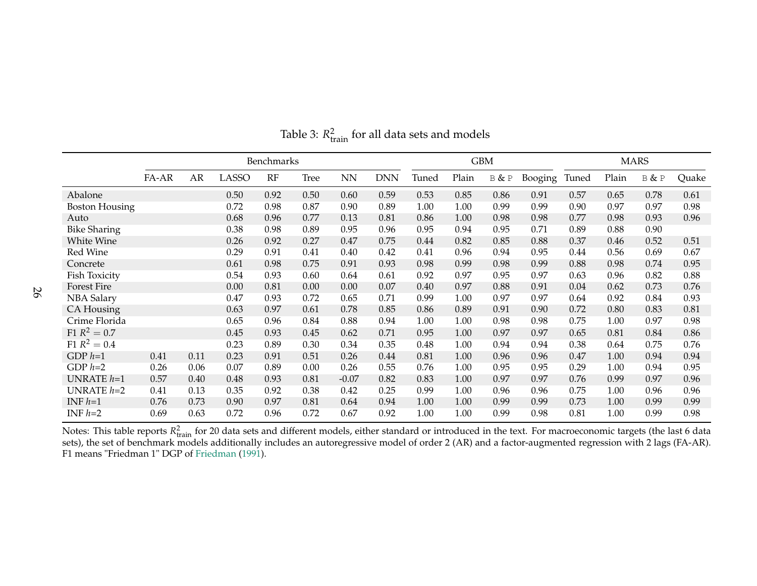Table 3: $R^2_{\text{train}}$ for all data sets and models

| | Benchmarks | | | | | | | GBM | | | | MARS | | | |
|---|---|---|---|---|---|---|---|---|---|---|---|---|---|---|---|
| | FA-AR | AR | LASSO | RF | Tree | NN | DNN | Tuned | Plain | B & P | Booging | Tuned | Plain | B & P | Quake |
| Abalone | | | 0.50 | 0.92 | 0.50 | 0.60 | 0.59 | 0.53 | 0.85 | 0.86 | 0.91 | 0.57 | 0.65 | 0.78 | 0.61 |
| Boston Housing | | | 0.72 | 0.98 | 0.87 | 0.90 | 0.89 | 1.00 | 1.00 | 0.99 | 0.99 | 0.90 | 0.97 | 0.97 | 0.98 |
| Auto | | | 0.68 | 0.96 | 0.77 | 0.13 | 0.81 | 0.86 | 1.00 | 0.98 | 0.98 | 0.77 | 0.98 | 0.93 | 0.96 |
| Bike Sharing | | | 0.38 | 0.98 | 0.89 | 0.95 | 0.96 | 0.95 | 0.94 | 0.95 | 0.71 | 0.89 | 0.88 | 0.90 | |
| White Wine | | | 0.26 | 0.92 | 0.27 | 0.47 | 0.75 | 0.44 | 0.82 | 0.85 | 0.88 | 0.37 | 0.46 | 0.52 | 0.51 |
| Red Wine | | | 0.29 | 0.91 | 0.41 | 0.40 | 0.42 | 0.41 | 0.96 | 0.94 | 0.95 | 0.44 | 0.56 | 0.69 | 0.67 |
| Concrete | | | 0.61 | 0.98 | 0.75 | 0.91 | 0.93 | 0.98 | 0.99 | 0.98 | 0.99 | 0.88 | 0.98 | 0.74 | 0.95 |
| Fish Toxicity | | | 0.54 | 0.93 | 0.60 | 0.64 | 0.61 | 0.92 | 0.97 | 0.95 | 0.97 | 0.63 | 0.96 | 0.82 | 0.88 |
| Forest Fire | | | 0.00 | 0.81 | 0.00 | 0.00 | 0.07 | 0.40 | 0.97 | 0.88 | 0.91 | 0.04 | 0.62 | 0.73 | 0.76 |
| NBA Salary | | | 0.47 | 0.93 | 0.72 | 0.65 | 0.71 | 0.99 | 1.00 | 0.97 | 0.97 | 0.64 | 0.92 | 0.84 | 0.93 |
| CA Housing | | | 0.63 | 0.97 | 0.61 | 0.78 | 0.85 | 0.86 | 0.89 | 0.91 | 0.90 | 0.72 | 0.80 | 0.83 | 0.81 |
| Crime Florida | | | 0.65 | 0.96 | 0.84 | 0.88 | 0.94 | 1.00 | 1.00 | 0.98 | 0.98 | 0.75 | 1.00 | 0.97 | 0.98 |
| F1 $R^2 = 0.7$ | | | 0.45 | 0.93 | 0.45 | 0.62 | 0.71 | 0.95 | 1.00 | 0.97 | 0.97 | 0.65 | 0.81 | 0.84 | 0.86 |
| F1 $R^2 = 0.4$ | | | 0.23 | 0.89 | 0.30 | 0.34 | 0.35 | 0.48 | 1.00 | 0.94 | 0.94 | 0.38 | 0.64 | 0.75 | 0.76 |
| GDP $h$=1 | 0.41 | 0.11 | 0.23 | 0.91 | 0.51 | 0.26 | 0.44 | 0.81 | 1.00 | 0.96 | 0.96 | 0.47 | 1.00 | 0.94 | 0.94 |
| GDP $h$=2 | 0.26 | 0.06 | 0.07 | 0.89 | 0.00 | 0.26 | 0.55 | 0.76 | 1.00 | 0.95 | 0.95 | 0.29 | 1.00 | 0.94 | 0.95 |
| UNRATE $h$=1 | 0.57 | 0.40 | 0.48 | 0.93 | 0.81 | -0.07 | 0.82 | 0.83 | 1.00 | 0.97 | 0.97 | 0.76 | 0.99 | 0.97 | 0.96 |
| UNRATE $h$=2 | 0.41 | 0.13 | 0.35 | 0.92 | 0.38 | 0.42 | 0.25 | 0.99 | 1.00 | 0.96 | 0.96 | 0.75 | 1.00 | 0.96 | 0.96 |
| INF $h$=1 | 0.76 | 0.73 | 0.90 | 0.97 | 0.81 | 0.64 | 0.94 | 1.00 | 1.00 | 0.99 | 0.99 | 0.73 | 1.00 | 0.99 | 0.99 |
| INF $h$=2 | 0.69 | 0.63 | 0.72 | 0.96 | 0.72 | 0.67 | 0.92 | 1.00 | 1.00 | 0.99 | 0.98 | 0.81 | 1.00 | 0.99 | 0.98 |

Notes: This table reports $R^2_{\text{train}}$ for 20 data sets and different models, either standard or introduced in the text. For macroeconomic targets (the last 6 data sets), the set of benchmark models additionally includes an autoregressive model of order 2 (AR) and a factor-augmented regression with 2 lags (FA-AR). F1 means "Friedman 1" DGP of Friedman (1991).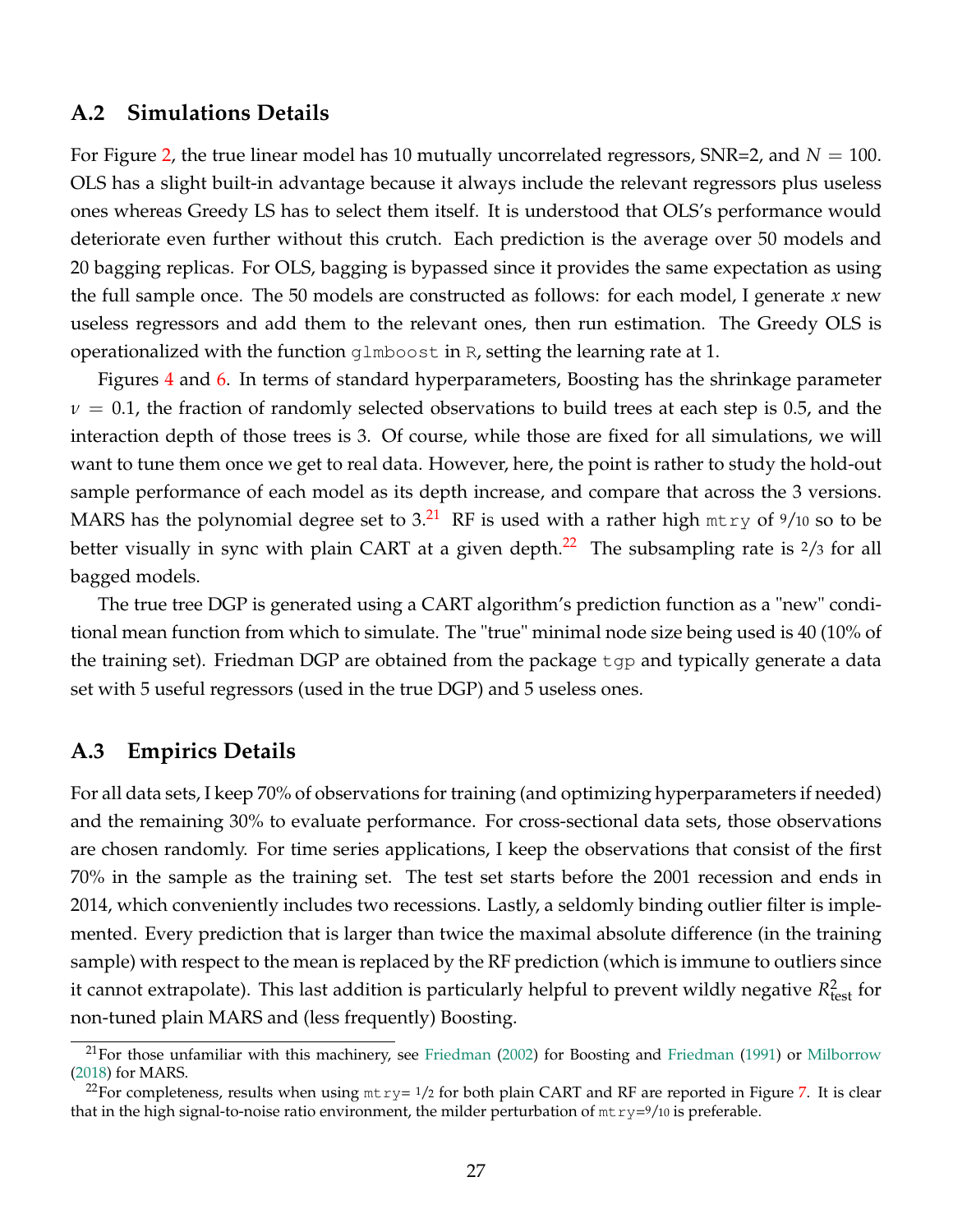## A.2 Simulations Details

For Figure 2, the true linear model has 10 mutually uncorrelated regressors, SNR=2, and $N = 100$. OLS has a slight built-in advantage because it always include the relevant regressors plus useless ones whereas Greedy LS has to select them itself. It is understood that OLS's performance would deteriorate even further without this crutch. Each prediction is the average over 50 models and 20 bagging replicas. For OLS, bagging is bypassed since it provides the same expectation as using the full sample once. The 50 models are constructed as follows: for each model, I generate $x$ new useless regressors and add them to the relevant ones, then run estimation. The Greedy OLS is operationalized with the function `glmboost` in `R`, setting the learning rate at 1.

Figures 4 and 6. In terms of standard hyperparameters, Boosting has the shrinkage parameter $\nu = 0.1$, the fraction of randomly selected observations to build trees at each step is 0.5, and the interaction depth of those trees is 3. Of course, while those are fixed for all simulations, we will want to tune them once we get to real data. However, here, the point is rather to study the hold-out sample performance of each model as its depth increase, and compare that across the 3 versions. MARS has the polynomial degree set to 3.[21] RF is used with a rather high `mtry` of 9/10 so to be better visually in sync with plain CART at a given depth.[22] The subsampling rate is 2/3 for all bagged models.

The true tree DGP is generated using a CART algorithm's prediction function as a "new" conditional mean function from which to simulate. The "true" minimal node size being used is 40 (10% of the training set). Friedman DGP are obtained from the package `tgp` and typically generate a data set with 5 useful regressors (used in the true DGP) and 5 useless ones.

## A.3 Empirics Details

For all data sets, I keep 70% of observations for training (and optimizing hyperparameters if needed) and the remaining 30% to evaluate performance. For cross-sectional data sets, those observations are chosen randomly. For time series applications, I keep the observations that consist of the first 70% in the sample as the training set. The test set starts before the 2001 recession and ends in 2014, which conveniently includes two recessions. Lastly, a seldomly binding outlier filter is implemented. Every prediction that is larger than twice the maximal absolute difference (in the training sample) with respect to the mean is replaced by the RF prediction (which is immune to outliers since it cannot extrapolate). This last addition is particularly helpful to prevent wildly negative $R^2_{\text{test}}$ for non-tuned plain MARS and (less frequently) Boosting.

[21] For those unfamiliar with this machinery, see Friedman (2002) for Boosting and Friedman (1991) or Milborrow (2018) for MARS.

[22] For completeness, results when using `mtry`= 1/2 for both plain CART and RF are reported in Figure 7. It is clear that in the high signal-to-noise ratio environment, the milder perturbation of `mtry`=9/10 is preferable.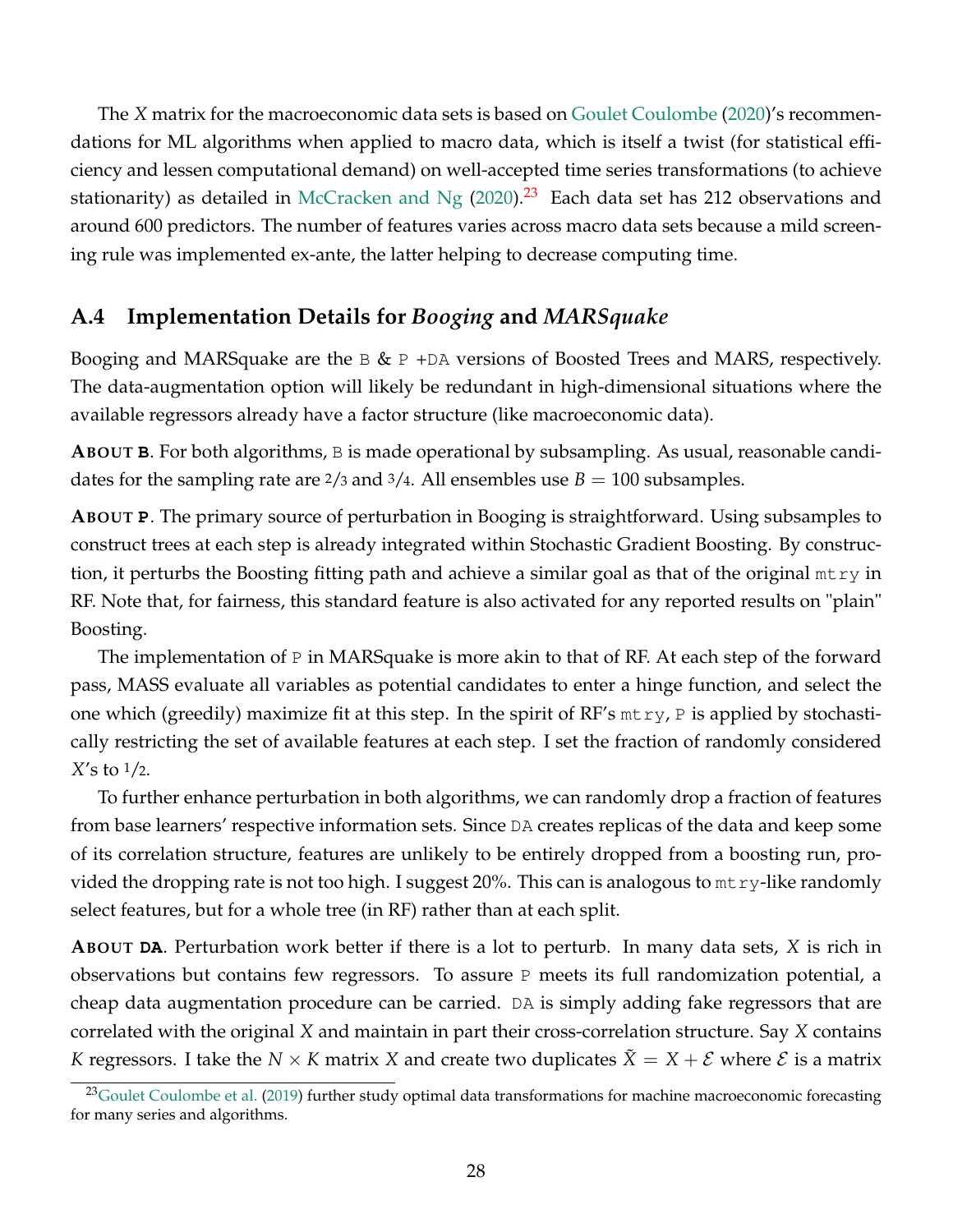The $X$ matrix for the macroeconomic data sets is based on Goulet Coulombe (2020)'s recommendations for ML algorithms when applied to macro data, which is itself a twist (for statistical efficiency and lessen computational demand) on well-accepted time series transformations (to achieve stationarity) as detailed in McCracken and Ng (2020).[23] Each data set has 212 observations and around 600 predictors. The number of features varies across macro data sets because a mild screening rule was implemented ex-ante, the latter helping to decrease computing time.

## A.4 Implementation Details for *Booging* and *MARSquake*

Booging and MARSquake are the `B` & `P` +`DA` versions of Boosted Trees and MARS, respectively. The data-augmentation option will likely be redundant in high-dimensional situations where the available regressors already have a factor structure (like macroeconomic data).

**ABOUT `B`**. For both algorithms, `B` is made operational by subsampling. As usual, reasonable candidates for the sampling rate are 2/3 and 3/4. All ensembles use $B = 100$ subsamples.

**ABOUT `P`**. The primary source of perturbation in Booging is straightforward. Using subsamples to construct trees at each step is already integrated within Stochastic Gradient Boosting. By construction, it perturbs the Boosting fitting path and achieve a similar goal as that of the original `mtry` in RF. Note that, for fairness, this standard feature is also activated for any reported results on "plain" Boosting.

The implementation of `P` in MARSquake is more akin to that of RF. At each step of the forward pass, MASS evaluate all variables as potential candidates to enter a hinge function, and select the one which (greedily) maximize fit at this step. In the spirit of RF's `mtry`, `P` is applied by stochastically restricting the set of available features at each step. I set the fraction of randomly considered $X$'s to 1/2.

To further enhance perturbation in both algorithms, we can randomly drop a fraction of features from base learners' respective information sets. Since `DA` creates replicas of the data and keep some of its correlation structure, features are unlikely to be entirely dropped from a boosting run, provided the dropping rate is not too high. I suggest 20%. This can is analogous to `mtry`-like randomly select features, but for a whole tree (in RF) rather than at each split.

**ABOUT `DA`**. Perturbation work better if there is a lot to perturb. In many data sets, $X$ is rich in observations but contains few regressors. To assure `P` meets its full randomization potential, a cheap data augmentation procedure can be carried. `DA` is simply adding fake regressors that are correlated with the original $X$ and maintain in part their cross-correlation structure. Say $X$ contains $K$ regressors. I take the $N \times K$ matrix $X$ and create two duplicates $\tilde{X} = X + \mathcal{E}$ where $\mathcal{E}$ is a matrix

[23] Goulet Coulombe et al. (2019) further study optimal data transformations for machine macroeconomic forecasting for many series and algorithms.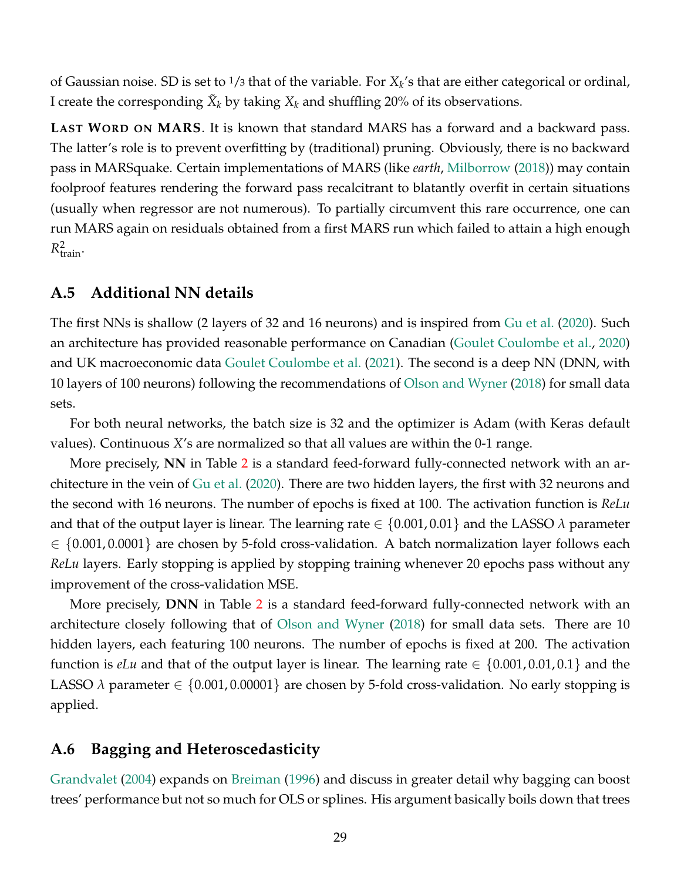of Gaussian noise. SD is set to 1/3 that of the variable. For $X_k$'s that are either categorical or ordinal, I create the corresponding $\tilde{X}_k$ by taking $X_k$ and shuffling 20% of its observations.

**Last Word on MARS**. It is known that standard MARS has a forward and a backward pass. The latter's role is to prevent overfitting by (traditional) pruning. Obviously, there is no backward pass in MARSquake. Certain implementations of MARS (like *earth*, Milborrow (2018)) may contain foolproof features rendering the forward pass recalcitrant to blatantly overfit in certain situations (usually when regressor are not numerous). To partially circumvent this rare occurrence, one can run MARS again on residuals obtained from a first MARS run which failed to attain a high enough $R^2_{\text{train}}$.

### A.5 Additional NN details

The first NNs is shallow (2 layers of 32 and 16 neurons) and is inspired from Gu et al. (2020). Such an architecture has provided reasonable performance on Canadian (Goulet Coulombe et al., 2020) and UK macroeconomic data Goulet Coulombe et al. (2021). The second is a deep NN (DNN, with 10 layers of 100 neurons) following the recommendations of Olson and Wyner (2018) for small data sets.

For both neural networks, the batch size is 32 and the optimizer is Adam (with Keras default values). Continuous $X$'s are normalized so that all values are within the 0-1 range.

More precisely, **NN** in Table 2 is a standard feed-forward fully-connected network with an architecture in the vein of Gu et al. (2020). There are two hidden layers, the first with 32 neurons and the second with 16 neurons. The number of epochs is fixed at 100. The activation function is *ReLu* and that of the output layer is linear. The learning rate $\in \{0.001, 0.01\}$ and the LASSO $\lambda$ parameter $\in \{0.001, 0.0001\}$ are chosen by 5-fold cross-validation. A batch normalization layer follows each *ReLu* layers. Early stopping is applied by stopping training whenever 20 epochs pass without any improvement of the cross-validation MSE.

More precisely, **DNN** in Table 2 is a standard feed-forward fully-connected network with an architecture closely following that of Olson and Wyner (2018) for small data sets. There are 10 hidden layers, each featuring 100 neurons. The number of epochs is fixed at 200. The activation function is *eLu* and that of the output layer is linear. The learning rate $\in \{0.001, 0.01, 0.1\}$ and the LASSO $\lambda$ parameter $\in \{0.001, 0.00001\}$ are chosen by 5-fold cross-validation. No early stopping is applied.

### A.6 Bagging and Heteroscedasticity

Grandvalet (2004) expands on Breiman (1996) and discuss in greater detail why bagging can boost trees' performance but not so much for OLS or splines. His argument basically boils down that trees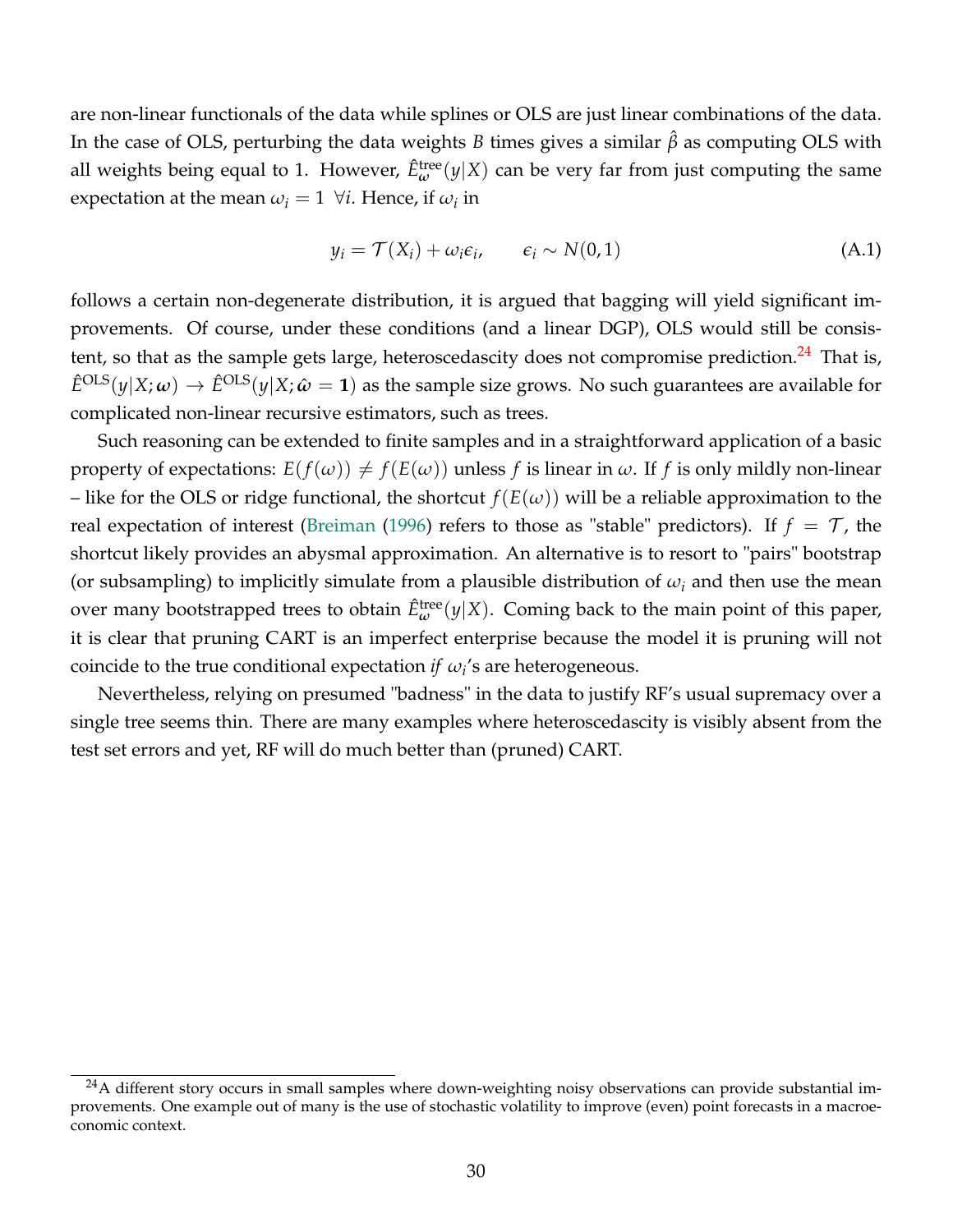are non-linear functionals of the data while splines or OLS are just linear combinations of the data. In the case of OLS, perturbing the data weights $B$ times gives a similar $\hat{\beta}$ as computing OLS with all weights being equal to 1. However, $\hat{E}^{\text{tree}}_{\omega}(y|X)$ can be very far from just computing the same expectation at the mean $\omega_i = 1 \ \forall i$. Hence, if $\omega_i$ in

$$y_i = \mathcal{T}(X_i) + \omega_i \epsilon_i, \qquad \epsilon_i \sim N(0,1) \tag{A.1}$$

follows a certain non-degenerate distribution, it is argued that bagging will yield significant improvements. Of course, under these conditions (and a linear DGP), OLS would still be consistent, so that as the sample gets large, heteroscedascity does not compromise prediction.[24] That is, $\hat{E}^{\text{OLS}}(y|X;\boldsymbol{\omega}) \to \hat{E}^{\text{OLS}}(y|X;\hat{\boldsymbol{\omega}} = \mathbf{1})$ as the sample size grows. No such guarantees are available for complicated non-linear recursive estimators, such as trees.

Such reasoning can be extended to finite samples and in a straightforward application of a basic property of expectations: $E(f(\omega)) \neq f(E(\omega))$ unless $f$ is linear in $\omega$. If $f$ is only mildly non-linear – like for the OLS or ridge functional, the shortcut $f(E(\omega))$ will be a reliable approximation to the real expectation of interest (Breiman (1996) refers to those as "stable" predictors). If $f = \mathcal{T}$, the shortcut likely provides an abysmal approximation. An alternative is to resort to "pairs" bootstrap (or subsampling) to implicitly simulate from a plausible distribution of $\omega_i$ and then use the mean over many bootstrapped trees to obtain $\hat{E}^{\text{tree}}_{\omega}(y|X)$. Coming back to the main point of this paper, it is clear that pruning CART is an imperfect enterprise because the model it is pruning will not coincide to the true conditional expectation *if* $\omega_i$'s are heterogeneous.

Nevertheless, relying on presumed "badness" in the data to justify RF's usual supremacy over a single tree seems thin. There are many examples where heteroscedascity is visibly absent from the test set errors and yet, RF will do much better than (pruned) CART.

[24] A different story occurs in small samples where down-weighting noisy observations can provide substantial improvements. One example out of many is the use of stochastic volatility to improve (even) point forecasts in a macroeconomic context.